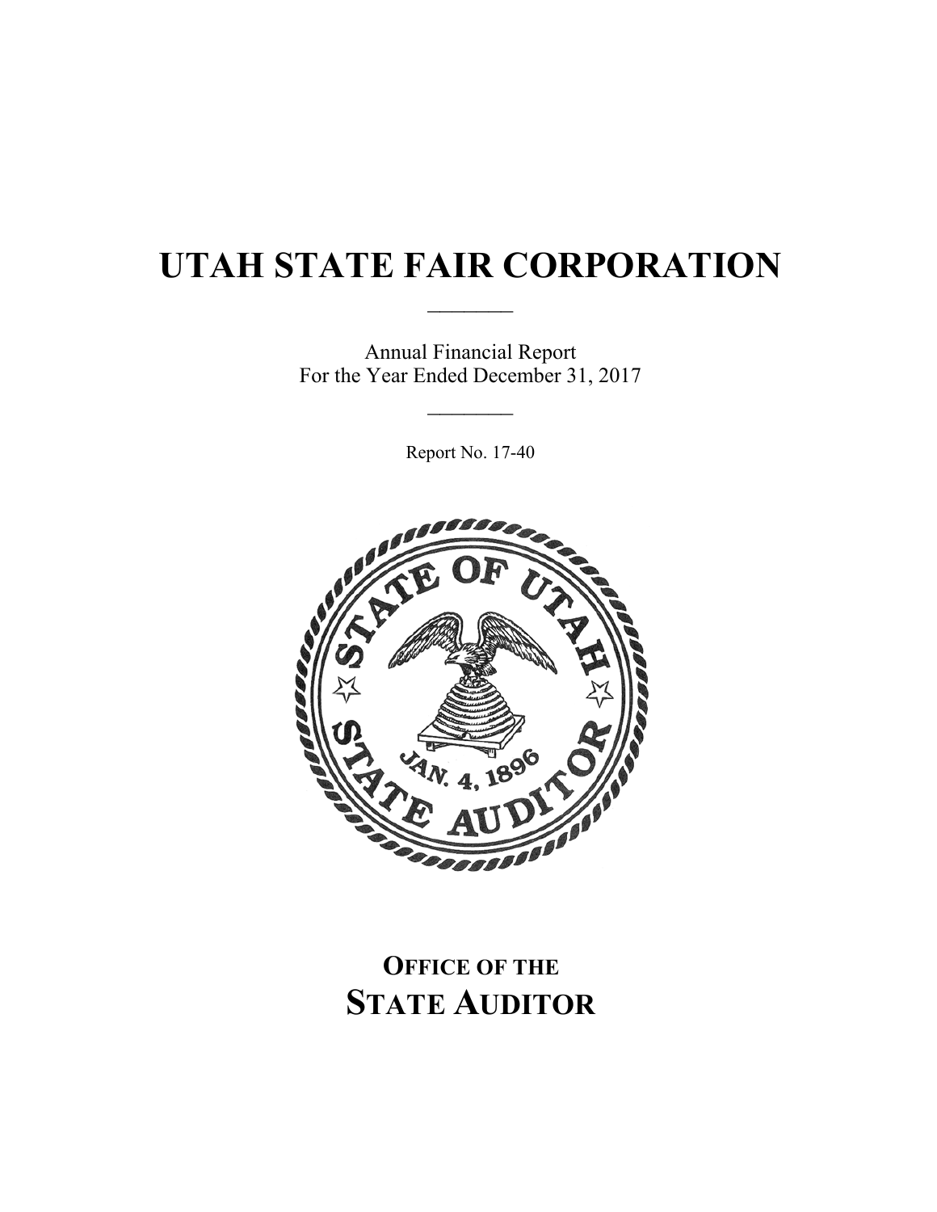# UTAH STATE FAIR CORPORATION

---

Annual Financial Report
For the Year Ended December 31, 2017

---

Report No. 17-40

**OFFICE OF THE**
**STATE AUDITOR**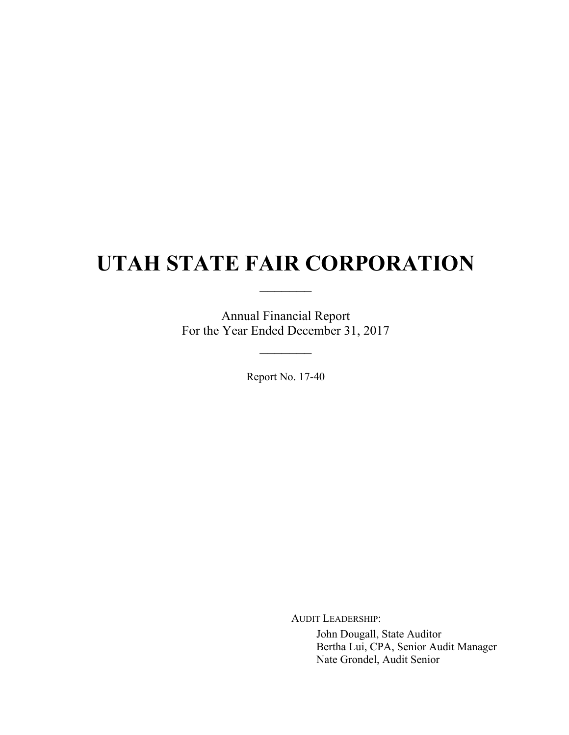# UTAH STATE FAIR CORPORATION

---

Annual Financial Report
For the Year Ended December 31, 2017

---

Report No. 17-40

AUDIT LEADERSHIP:

John Dougall, State Auditor
Bertha Lui, CPA, Senior Audit Manager
Nate Grondel, Audit Senior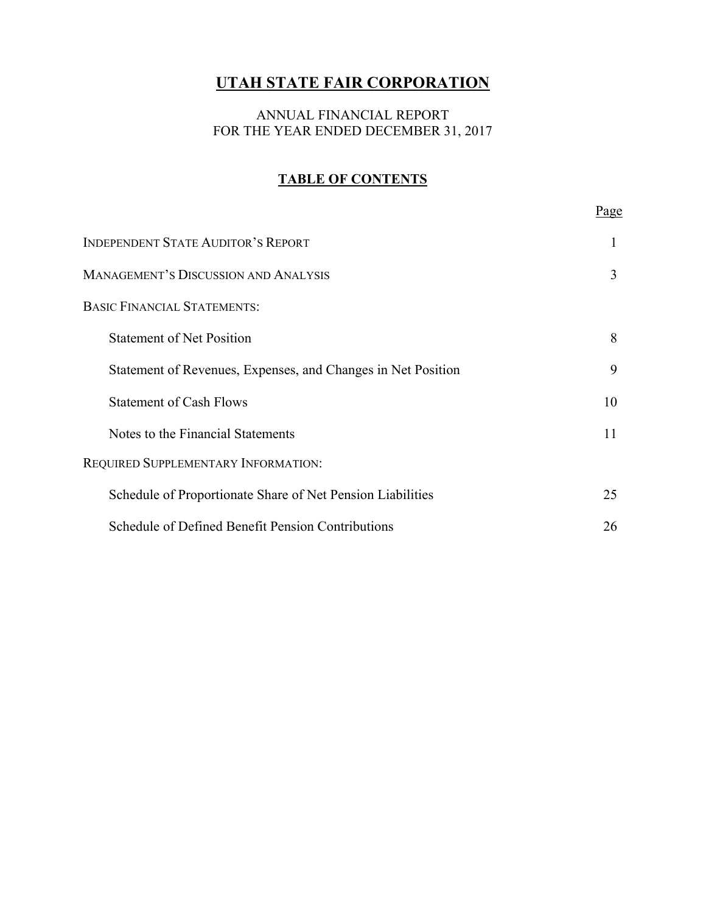# **UTAH STATE FAIR CORPORATION**

ANNUAL FINANCIAL REPORT
FOR THE YEAR ENDED DECEMBER 31, 2017

## **TABLE OF CONTENTS**

| | Page |
|---|---|
| INDEPENDENT STATE AUDITOR'S REPORT | 1 |
| MANAGEMENT'S DISCUSSION AND ANALYSIS | 3 |
| BASIC FINANCIAL STATEMENTS: | |
| Statement of Net Position | 8 |
| Statement of Revenues, Expenses, and Changes in Net Position | 9 |
| Statement of Cash Flows | 10 |
| Notes to the Financial Statements | 11 |
| REQUIRED SUPPLEMENTARY INFORMATION: | |
| Schedule of Proportionate Share of Net Pension Liabilities | 25 |
| Schedule of Defined Benefit Pension Contributions | 26 |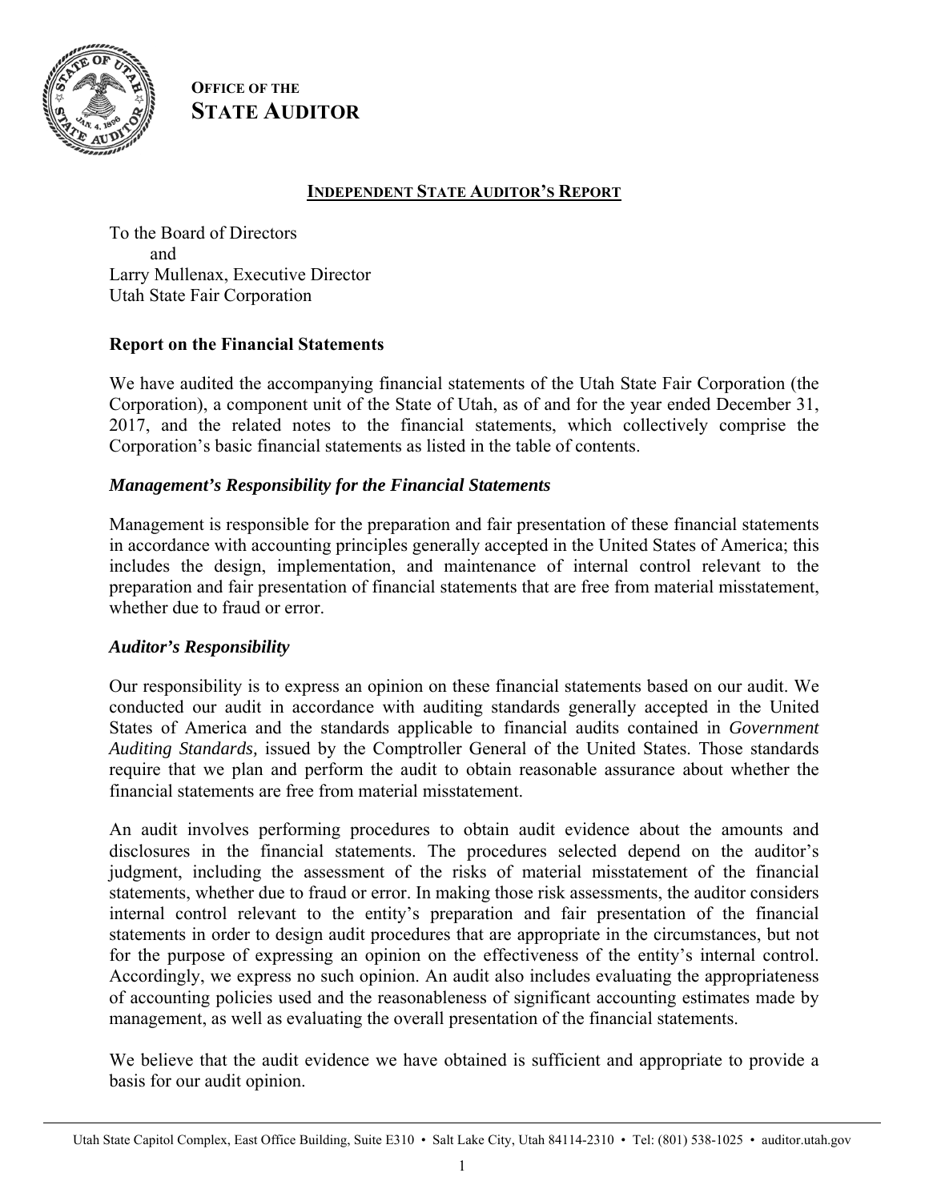**OFFICE OF THE**
**STATE AUDITOR**

## INDEPENDENT STATE AUDITOR'S REPORT

To the Board of Directors
and
Larry Mullenax, Executive Director
Utah State Fair Corporation

### Report on the Financial Statements

We have audited the accompanying financial statements of the Utah State Fair Corporation (the Corporation), a component unit of the State of Utah, as of and for the year ended December 31, 2017, and the related notes to the financial statements, which collectively comprise the Corporation's basic financial statements as listed in the table of contents.

#### *Management's Responsibility for the Financial Statements*

Management is responsible for the preparation and fair presentation of these financial statements in accordance with accounting principles generally accepted in the United States of America; this includes the design, implementation, and maintenance of internal control relevant to the preparation and fair presentation of financial statements that are free from material misstatement, whether due to fraud or error.

#### *Auditor's Responsibility*

Our responsibility is to express an opinion on these financial statements based on our audit. We conducted our audit in accordance with auditing standards generally accepted in the United States of America and the standards applicable to financial audits contained in *Government Auditing Standards,* issued by the Comptroller General of the United States. Those standards require that we plan and perform the audit to obtain reasonable assurance about whether the financial statements are free from material misstatement.

An audit involves performing procedures to obtain audit evidence about the amounts and disclosures in the financial statements. The procedures selected depend on the auditor's judgment, including the assessment of the risks of material misstatement of the financial statements, whether due to fraud or error. In making those risk assessments, the auditor considers internal control relevant to the entity's preparation and fair presentation of the financial statements in order to design audit procedures that are appropriate in the circumstances, but not for the purpose of expressing an opinion on the effectiveness of the entity's internal control. Accordingly, we express no such opinion. An audit also includes evaluating the appropriateness of accounting policies used and the reasonableness of significant accounting estimates made by management, as well as evaluating the overall presentation of the financial statements.

We believe that the audit evidence we have obtained is sufficient and appropriate to provide a basis for our audit opinion.

Utah State Capitol Complex, East Office Building, Suite E310 • Salt Lake City, Utah 84114-2310 • Tel: (801) 538-1025 • auditor.utah.gov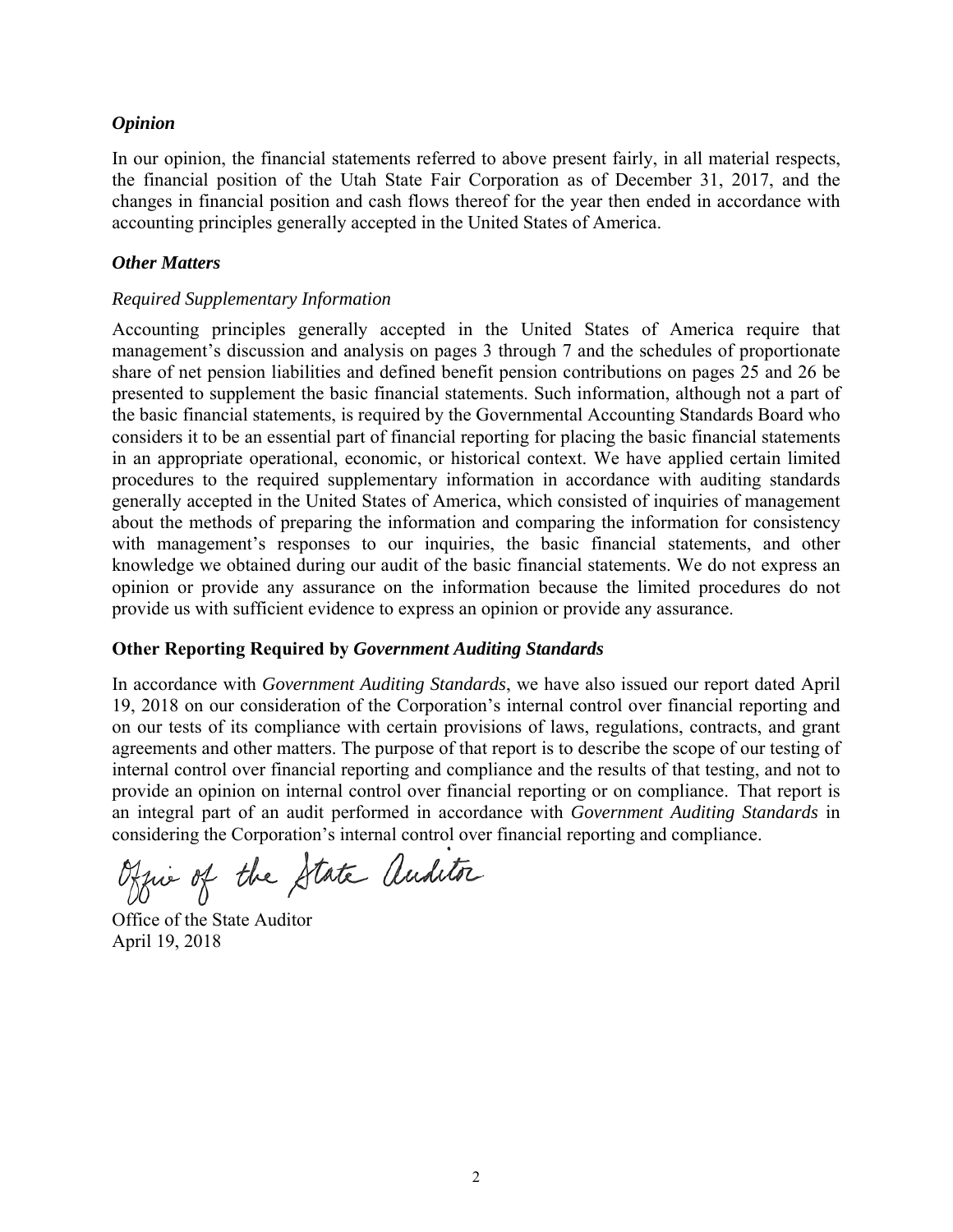***Opinion***

In our opinion, the financial statements referred to above present fairly, in all material respects, the financial position of the Utah State Fair Corporation as of December 31, 2017, and the changes in financial position and cash flows thereof for the year then ended in accordance with accounting principles generally accepted in the United States of America.

***Other Matters***

*Required Supplementary Information*

Accounting principles generally accepted in the United States of America require that management's discussion and analysis on pages 3 through 7 and the schedules of proportionate share of net pension liabilities and defined benefit pension contributions on pages 25 and 26 be presented to supplement the basic financial statements. Such information, although not a part of the basic financial statements, is required by the Governmental Accounting Standards Board who considers it to be an essential part of financial reporting for placing the basic financial statements in an appropriate operational, economic, or historical context. We have applied certain limited procedures to the required supplementary information in accordance with auditing standards generally accepted in the United States of America, which consisted of inquiries of management about the methods of preparing the information and comparing the information for consistency with management's responses to our inquiries, the basic financial statements, and other knowledge we obtained during our audit of the basic financial statements. We do not express an opinion or provide any assurance on the information because the limited procedures do not provide us with sufficient evidence to express an opinion or provide any assurance.

**Other Reporting Required by *Government Auditing Standards***

In accordance with *Government Auditing Standards*, we have also issued our report dated April 19, 2018 on our consideration of the Corporation's internal control over financial reporting and on our tests of its compliance with certain provisions of laws, regulations, contracts, and grant agreements and other matters. The purpose of that report is to describe the scope of our testing of internal control over financial reporting and compliance and the results of that testing, and not to provide an opinion on internal control over financial reporting or on compliance. That report is an integral part of an audit performed in accordance with *Government Auditing Standards* in considering the Corporation's internal control over financial reporting and compliance.

Office of the State Auditor

Office of the State Auditor
April 19, 2018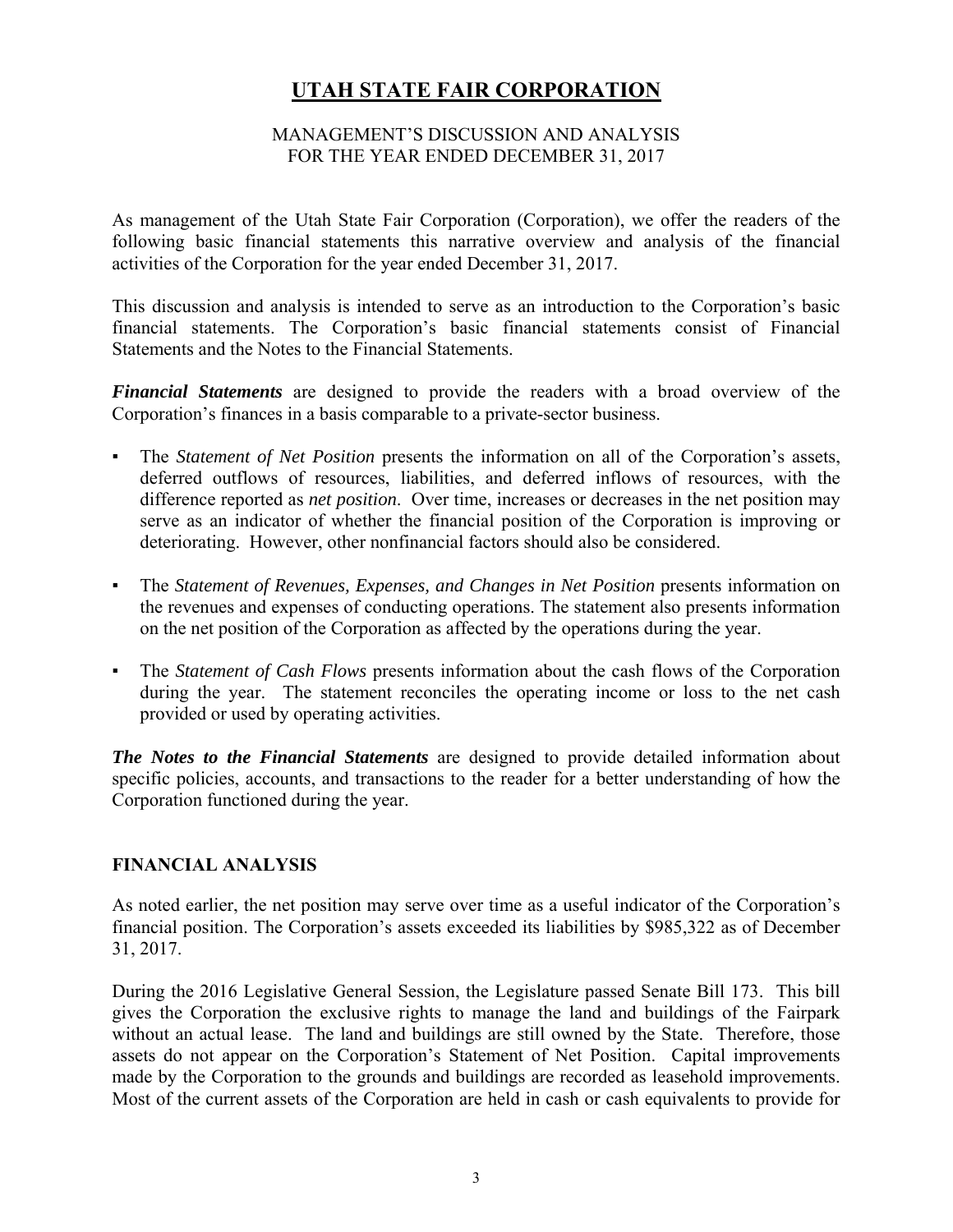# UTAH STATE FAIR CORPORATION

MANAGEMENT'S DISCUSSION AND ANALYSIS
FOR THE YEAR ENDED DECEMBER 31, 2017

As management of the Utah State Fair Corporation (Corporation), we offer the readers of the following basic financial statements this narrative overview and analysis of the financial activities of the Corporation for the year ended December 31, 2017.

This discussion and analysis is intended to serve as an introduction to the Corporation's basic financial statements. The Corporation's basic financial statements consist of Financial Statements and the Notes to the Financial Statements.

***Financial Statements*** are designed to provide the readers with a broad overview of the Corporation's finances in a basis comparable to a private-sector business.

- The *Statement of Net Position* presents the information on all of the Corporation's assets, deferred outflows of resources, liabilities, and deferred inflows of resources, with the difference reported as *net position*. Over time, increases or decreases in the net position may serve as an indicator of whether the financial position of the Corporation is improving or deteriorating. However, other nonfinancial factors should also be considered.

- The *Statement of Revenues, Expenses, and Changes in Net Position* presents information on the revenues and expenses of conducting operations. The statement also presents information on the net position of the Corporation as affected by the operations during the year.

- The *Statement of Cash Flows* presents information about the cash flows of the Corporation during the year. The statement reconciles the operating income or loss to the net cash provided or used by operating activities.

***The Notes to the Financial Statements*** are designed to provide detailed information about specific policies, accounts, and transactions to the reader for a better understanding of how the Corporation functioned during the year.

## FINANCIAL ANALYSIS

As noted earlier, the net position may serve over time as a useful indicator of the Corporation's financial position. The Corporation's assets exceeded its liabilities by $985,322 as of December 31, 2017.

During the 2016 Legislative General Session, the Legislature passed Senate Bill 173. This bill gives the Corporation the exclusive rights to manage the land and buildings of the Fairpark without an actual lease. The land and buildings are still owned by the State. Therefore, those assets do not appear on the Corporation's Statement of Net Position. Capital improvements made by the Corporation to the grounds and buildings are recorded as leasehold improvements. Most of the current assets of the Corporation are held in cash or cash equivalents to provide for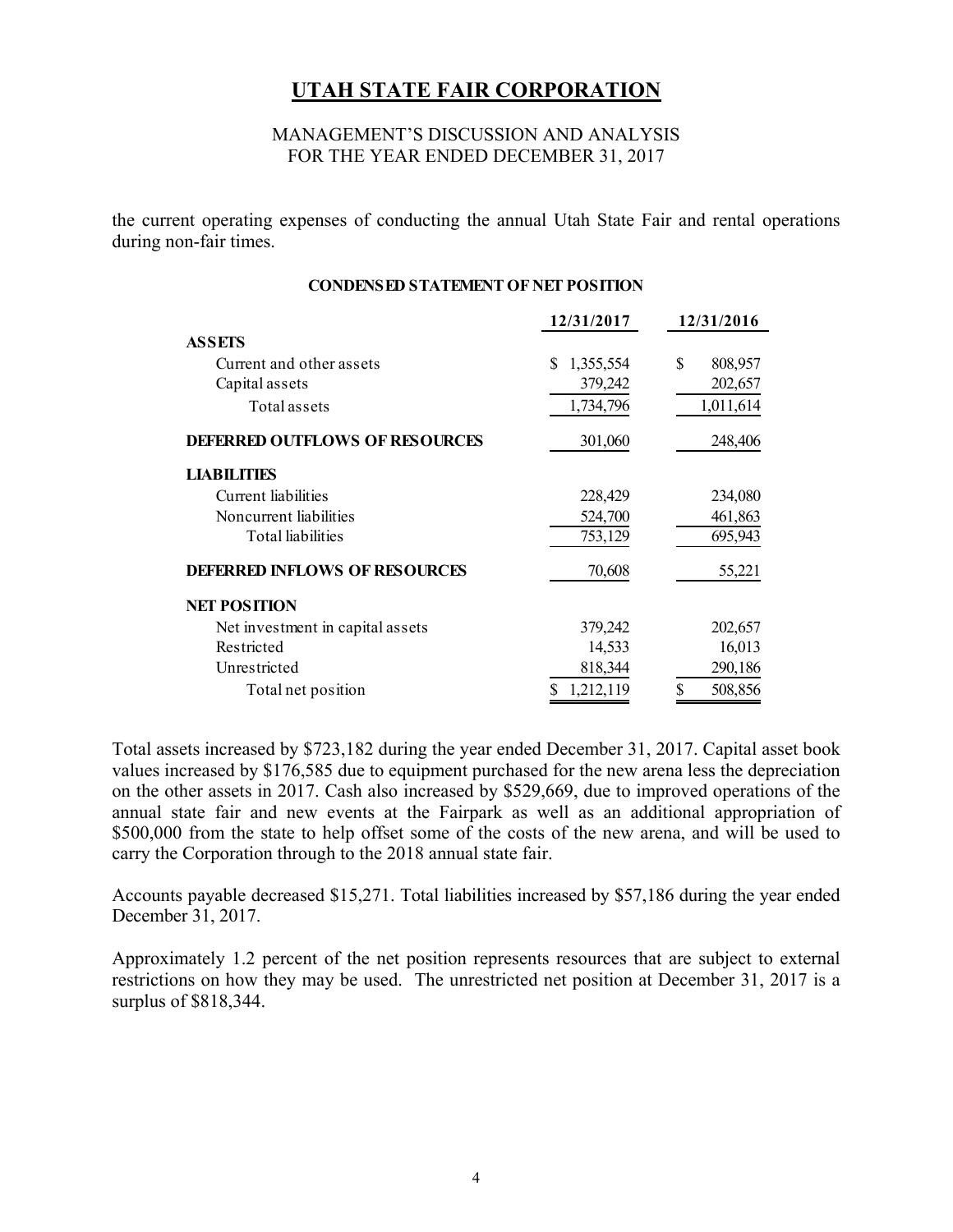# UTAH STATE FAIR CORPORATION

MANAGEMENT'S DISCUSSION AND ANALYSIS
FOR THE YEAR ENDED DECEMBER 31, 2017

the current operating expenses of conducting the annual Utah State Fair and rental operations during non-fair times.

**CONDENSED STATEMENT OF NET POSITION**

| | 12/31/2017 | 12/31/2016 |
|---|---|---|
| **ASSETS** | | |
| Current and other assets | $ 1,355,554 | $ 808,957 |
| Capital assets | 379,242 | 202,657 |
| Total assets | 1,734,796 | 1,011,614 |
| **DEFERRED OUTFLOWS OF RESOURCES** | 301,060 | 248,406 |
| **LIABILITIES** | | |
| Current liabilities | 228,429 | 234,080 |
| Noncurrent liabilities | 524,700 | 461,863 |
| Total liabilities | 753,129 | 695,943 |
| **DEFERRED INFLOWS OF RESOURCES** | 70,608 | 55,221 |
| **NET POSITION** | | |
| Net investment in capital assets | 379,242 | 202,657 |
| Restricted | 14,533 | 16,013 |
| Unrestricted | 818,344 | 290,186 |
| Total net position | $ 1,212,119 | $ 508,856 |

Total assets increased by $723,182 during the year ended December 31, 2017. Capital asset book values increased by $176,585 due to equipment purchased for the new arena less the depreciation on the other assets in 2017. Cash also increased by $529,669, due to improved operations of the annual state fair and new events at the Fairpark as well as an additional appropriation of $500,000 from the state to help offset some of the costs of the new arena, and will be used to carry the Corporation through to the 2018 annual state fair.

Accounts payable decreased $15,271. Total liabilities increased by $57,186 during the year ended December 31, 2017.

Approximately 1.2 percent of the net position represents resources that are subject to external restrictions on how they may be used. The unrestricted net position at December 31, 2017 is a surplus of $818,344.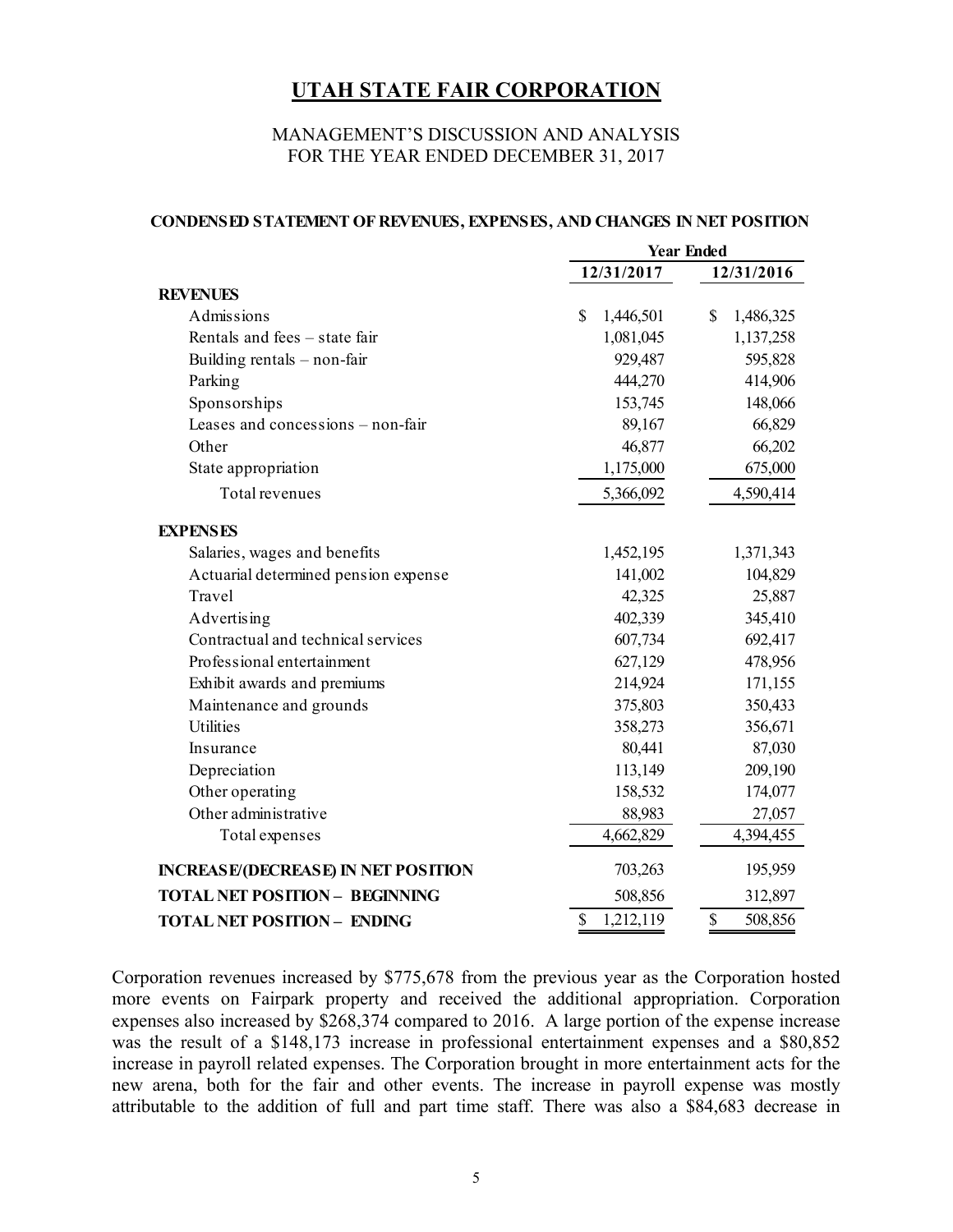# UTAH STATE FAIR CORPORATION

MANAGEMENT'S DISCUSSION AND ANALYSIS
FOR THE YEAR ENDED DECEMBER 31, 2017

### CONDENSED STATEMENT OF REVENUES, EXPENSES, AND CHANGES IN NET POSITION

| | Year Ended | |
|---|---|---|
| | 12/31/2017 | 12/31/2016 |
| **REVENUES** | | |
| Admissions | $ 1,446,501 | $ 1,486,325 |
| Rentals and fees – state fair | 1,081,045 | 1,137,258 |
| Building rentals – non-fair | 929,487 | 595,828 |
| Parking | 444,270 | 414,906 |
| Sponsorships | 153,745 | 148,066 |
| Leases and concessions – non-fair | 89,167 | 66,829 |
| Other | 46,877 | 66,202 |
| State appropriation | 1,175,000 | 675,000 |
| Total revenues | 5,366,092 | 4,590,414 |
| **EXPENSES** | | |
| Salaries, wages and benefits | 1,452,195 | 1,371,343 |
| Actuarial determined pension expense | 141,002 | 104,829 |
| Travel | 42,325 | 25,887 |
| Advertising | 402,339 | 345,410 |
| Contractual and technical services | 607,734 | 692,417 |
| Professional entertainment | 627,129 | 478,956 |
| Exhibit awards and premiums | 214,924 | 171,155 |
| Maintenance and grounds | 375,803 | 350,433 |
| Utilities | 358,273 | 356,671 |
| Insurance | 80,441 | 87,030 |
| Depreciation | 113,149 | 209,190 |
| Other operating | 158,532 | 174,077 |
| Other administrative | 88,983 | 27,057 |
| Total expenses | 4,662,829 | 4,394,455 |
| **INCREASE/(DECREASE) IN NET POSITION** | 703,263 | 195,959 |
| **TOTAL NET POSITION – BEGINNING** | 508,856 | 312,897 |
| **TOTAL NET POSITION – ENDING** | $ 1,212,119 | $ 508,856 |

Corporation revenues increased by $775,678 from the previous year as the Corporation hosted more events on Fairpark property and received the additional appropriation. Corporation expenses also increased by $268,374 compared to 2016. A large portion of the expense increase was the result of a $148,173 increase in professional entertainment expenses and a $80,852 increase in payroll related expenses. The Corporation brought in more entertainment acts for the new arena, both for the fair and other events. The increase in payroll expense was mostly attributable to the addition of full and part time staff. There was also a $84,683 decrease in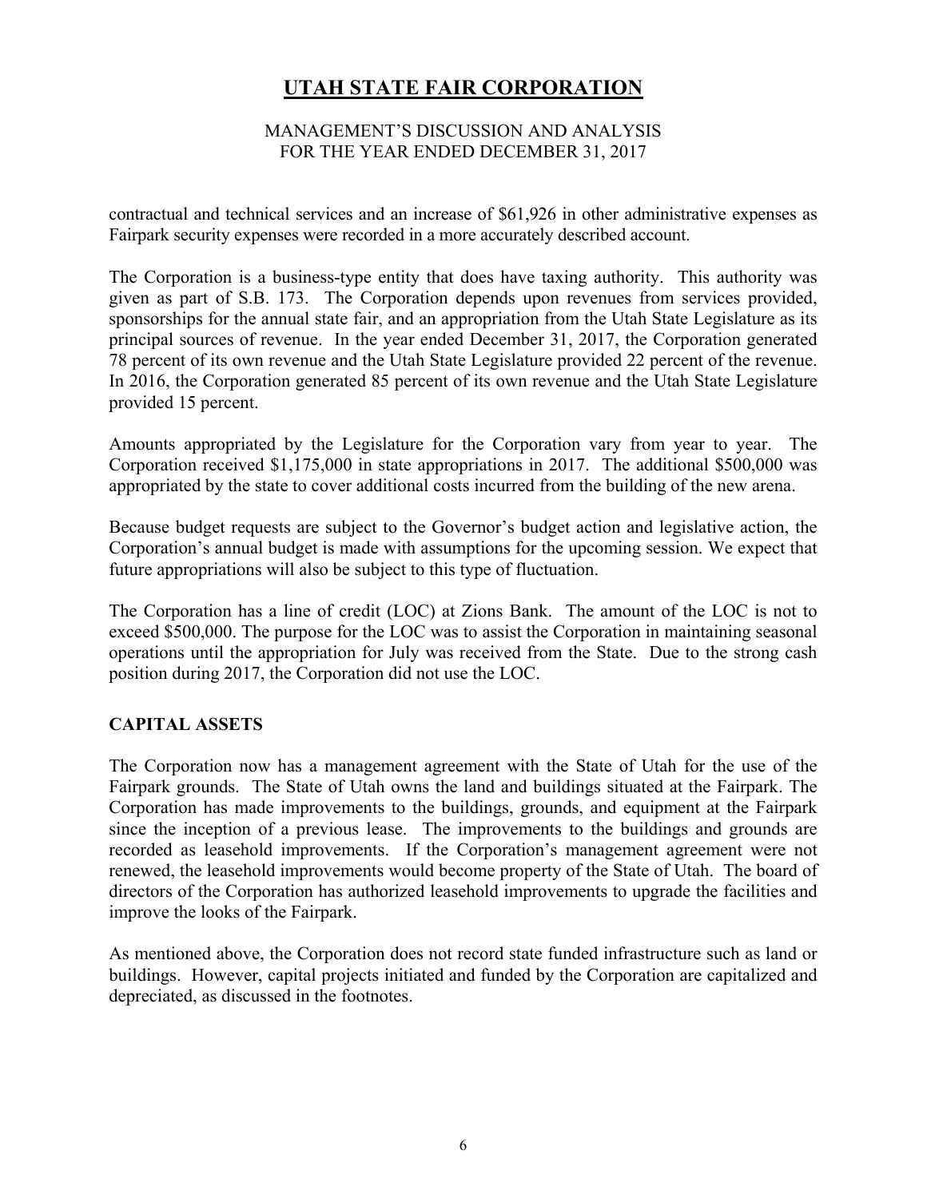contractual and technical services and an increase of $61,926 in other administrative expenses as Fairpark security expenses were recorded in a more accurately described account.

The Corporation is a business-type entity that does have taxing authority. This authority was given as part of S.B. 173. The Corporation depends upon revenues from services provided, sponsorships for the annual state fair, and an appropriation from the Utah State Legislature as its principal sources of revenue. In the year ended December 31, 2017, the Corporation generated 78 percent of its own revenue and the Utah State Legislature provided 22 percent of the revenue. In 2016, the Corporation generated 85 percent of its own revenue and the Utah State Legislature provided 15 percent.

Amounts appropriated by the Legislature for the Corporation vary from year to year. The Corporation received $1,175,000 in state appropriations in 2017. The additional $500,000 was appropriated by the state to cover additional costs incurred from the building of the new arena.

Because budget requests are subject to the Governor's budget action and legislative action, the Corporation's annual budget is made with assumptions for the upcoming session. We expect that future appropriations will also be subject to this type of fluctuation.

The Corporation has a line of credit (LOC) at Zions Bank. The amount of the LOC is not to exceed $500,000. The purpose for the LOC was to assist the Corporation in maintaining seasonal operations until the appropriation for July was received from the State. Due to the strong cash position during 2017, the Corporation did not use the LOC.

## CAPITAL ASSETS

The Corporation now has a management agreement with the State of Utah for the use of the Fairpark grounds. The State of Utah owns the land and buildings situated at the Fairpark. The Corporation has made improvements to the buildings, grounds, and equipment at the Fairpark since the inception of a previous lease. The improvements to the buildings and grounds are recorded as leasehold improvements. If the Corporation's management agreement were not renewed, the leasehold improvements would become property of the State of Utah. The board of directors of the Corporation has authorized leasehold improvements to upgrade the facilities and improve the looks of the Fairpark.

As mentioned above, the Corporation does not record state funded infrastructure such as land or buildings. However, capital projects initiated and funded by the Corporation are capitalized and depreciated, as discussed in the footnotes.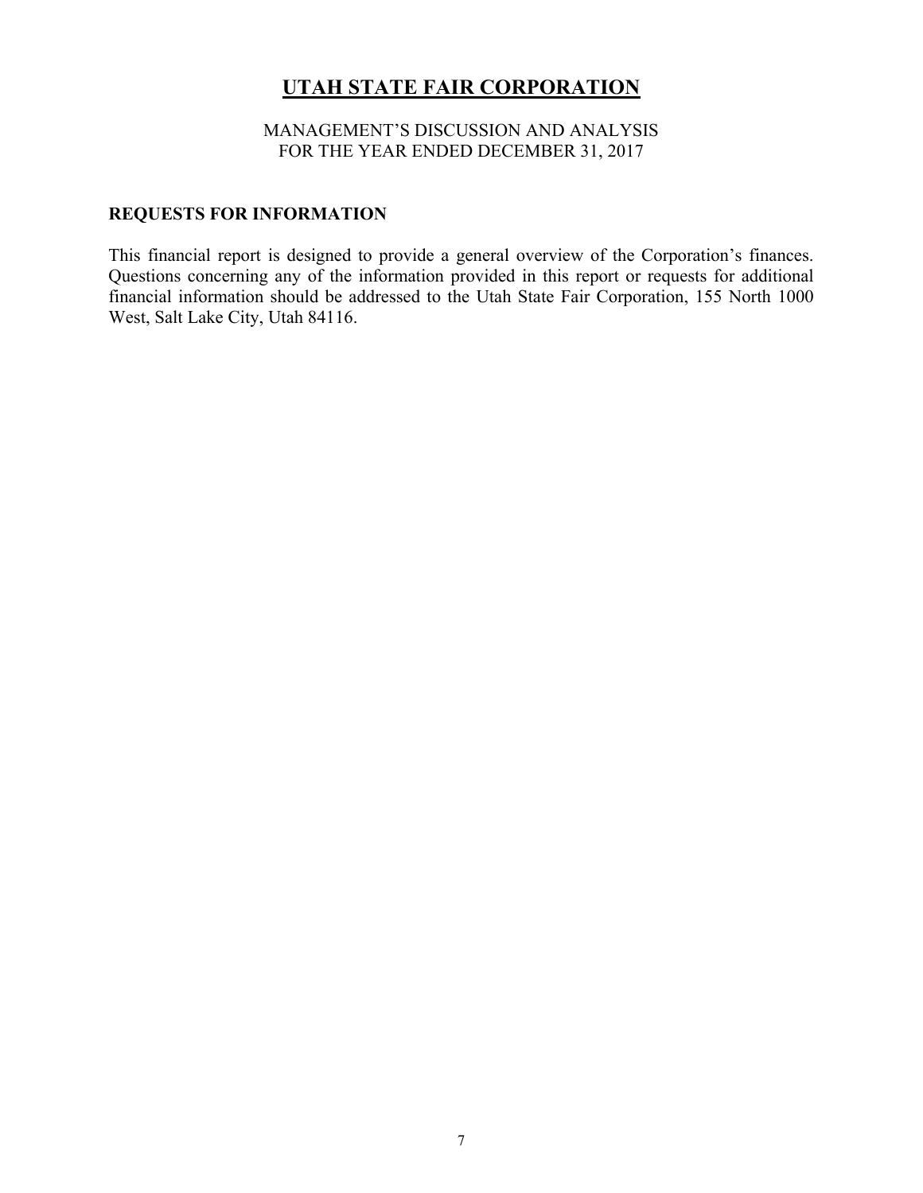# UTAH STATE FAIR CORPORATION

MANAGEMENT'S DISCUSSION AND ANALYSIS
FOR THE YEAR ENDED DECEMBER 31, 2017

## REQUESTS FOR INFORMATION

This financial report is designed to provide a general overview of the Corporation's finances. Questions concerning any of the information provided in this report or requests for additional financial information should be addressed to the Utah State Fair Corporation, 155 North 1000 West, Salt Lake City, Utah 84116.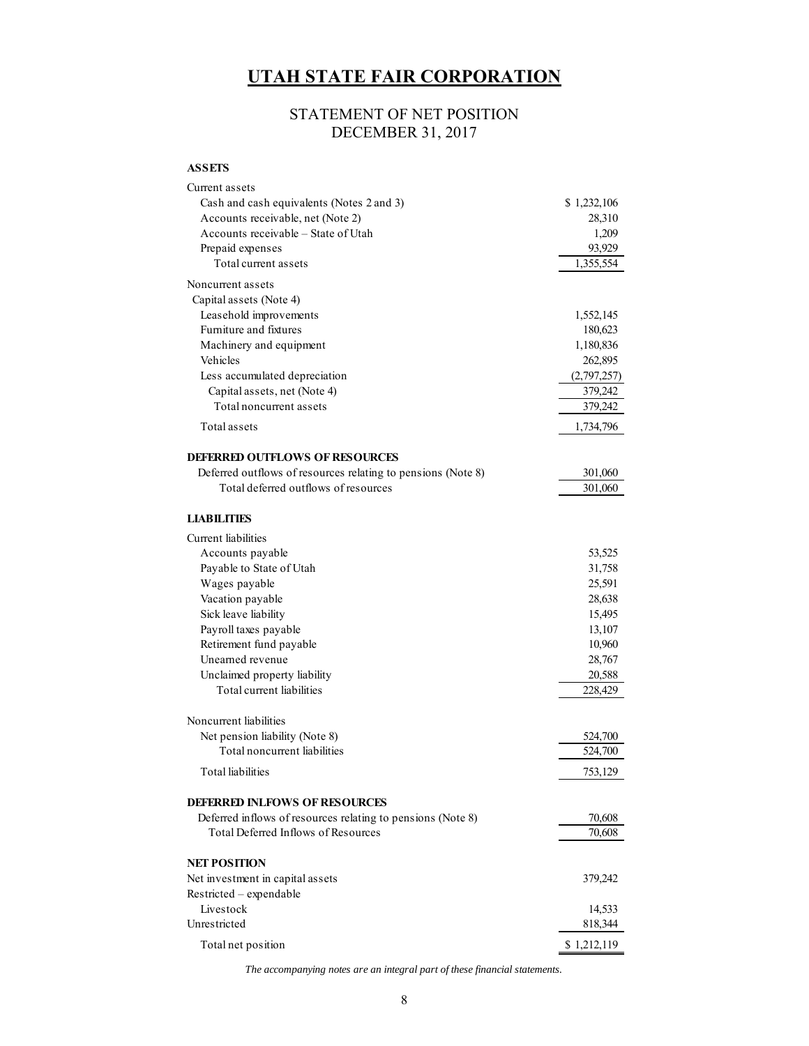# UTAH STATE FAIR CORPORATION

## STATEMENT OF NET POSITION
## DECEMBER 31, 2017

| | |
|---|---|
| **ASSETS** | |
| Current assets | |
| Cash and cash equivalents (Notes 2 and 3) | $ 1,232,106 |
| Accounts receivable, net (Note 2) | 28,310 |
| Accounts receivable – State of Utah | 1,209 |
| Prepaid expenses | 93,929 |
| Total current assets | 1,355,554 |
| Noncurrent assets | |
| Capital assets (Note 4) | |
| Leasehold improvements | 1,552,145 |
| Furniture and fixtures | 180,623 |
| Machinery and equipment | 1,180,836 |
| Vehicles | 262,895 |
| Less accumulated depreciation | (2,797,257) |
| Capital assets, net (Note 4) | 379,242 |
| Total noncurrent assets | 379,242 |
| Total assets | 1,734,796 |
| **DEFERRED OUTFLOWS OF RESOURCES** | |
| Deferred outflows of resources relating to pensions (Note 8) | 301,060 |
| Total deferred outflows of resources | 301,060 |
| **LIABILITIES** | |
| Current liabilities | |
| Accounts payable | 53,525 |
| Payable to State of Utah | 31,758 |
| Wages payable | 25,591 |
| Vacation payable | 28,638 |
| Sick leave liability | 15,495 |
| Payroll taxes payable | 13,107 |
| Retirement fund payable | 10,960 |
| Unearned revenue | 28,767 |
| Unclaimed property liability | 20,588 |
| Total current liabilities | 228,429 |
| Noncurrent liabilities | |
| Net pension liability (Note 8) | 524,700 |
| Total noncurrent liabilities | 524,700 |
| Total liabilities | 753,129 |
| **DEFERRED INLFOWS OF RESOURCES** | |
| Deferred inflows of resources relating to pensions (Note 8) | 70,608 |
| Total Deferred Inflows of Resources | 70,608 |
| **NET POSITION** | |
| Net investment in capital assets | 379,242 |
| Restricted – expendable | |
| Livestock | 14,533 |
| Unrestricted | 818,344 |
| Total net position | $ 1,212,119 |

*The accompanying notes are an integral part of these financial statements.*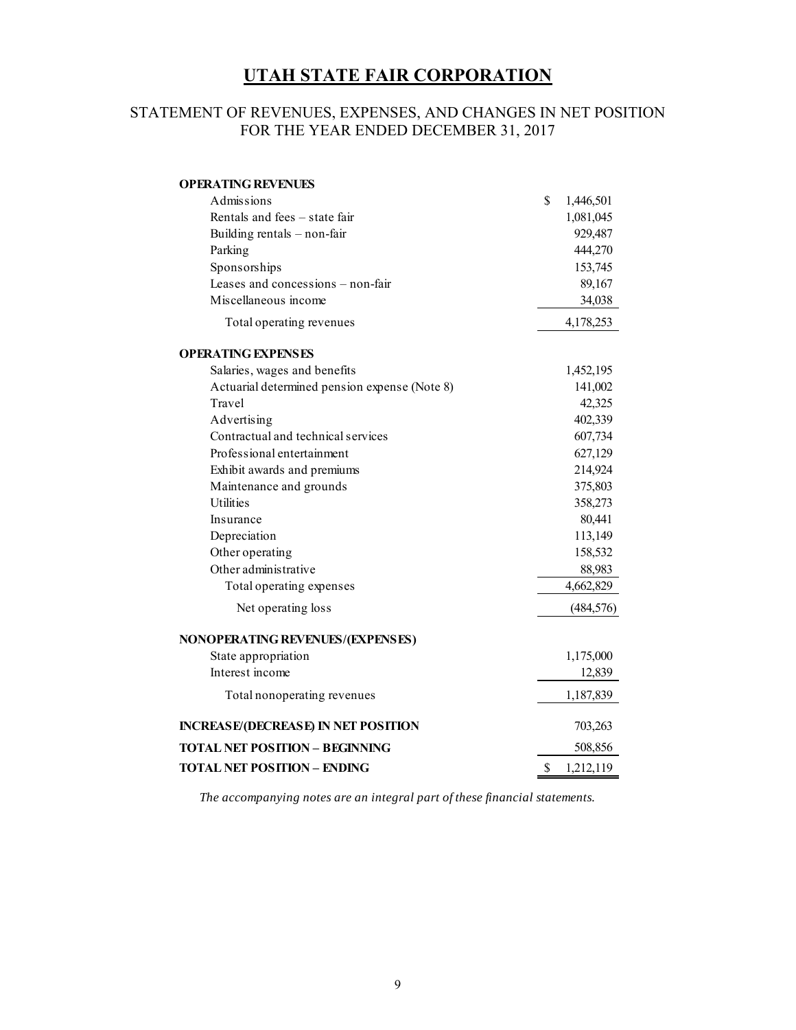# UTAH STATE FAIR CORPORATION

## STATEMENT OF REVENUES, EXPENSES, AND CHANGES IN NET POSITION
## FOR THE YEAR ENDED DECEMBER 31, 2017

| | |
|---|---|
| **OPERATING REVENUES** | |
| Admissions | $ 1,446,501 |
| Rentals and fees – state fair | 1,081,045 |
| Building rentals – non-fair | 929,487 |
| Parking | 444,270 |
| Sponsorships | 153,745 |
| Leases and concessions – non-fair | 89,167 |
| Miscellaneous income | 34,038 |
| Total operating revenues | 4,178,253 |
| **OPERATING EXPENSES** | |
| Salaries, wages and benefits | 1,452,195 |
| Actuarial determined pension expense (Note 8) | 141,002 |
| Travel | 42,325 |
| Advertising | 402,339 |
| Contractual and technical services | 607,734 |
| Professional entertainment | 627,129 |
| Exhibit awards and premiums | 214,924 |
| Maintenance and grounds | 375,803 |
| Utilities | 358,273 |
| Insurance | 80,441 |
| Depreciation | 113,149 |
| Other operating | 158,532 |
| Other administrative | 88,983 |
| Total operating expenses | 4,662,829 |
| Net operating loss | (484,576) |
| **NONOPERATING REVENUES/(EXPENSES)** | |
| State appropriation | 1,175,000 |
| Interest income | 12,839 |
| Total nonoperating revenues | 1,187,839 |
| **INCREASE/(DECREASE) IN NET POSITION** | 703,263 |
| **TOTAL NET POSITION – BEGINNING** | 508,856 |
| **TOTAL NET POSITION – ENDING** | $ 1,212,119 |

*The accompanying notes are an integral part of these financial statements.*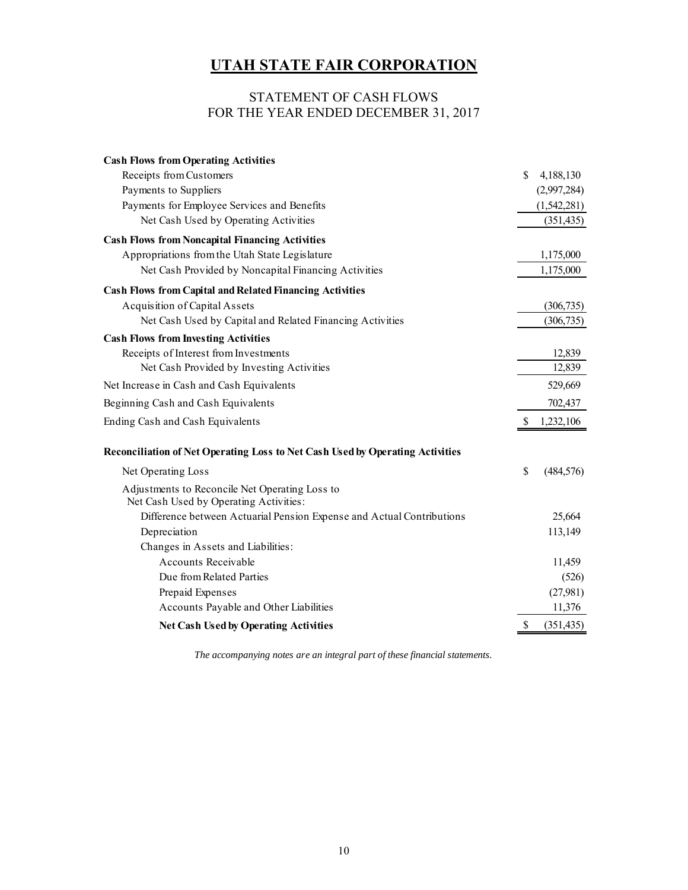# UTAH STATE FAIR CORPORATION

## STATEMENT OF CASH FLOWS
## FOR THE YEAR ENDED DECEMBER 31, 2017

| | |
|---|---|
| **Cash Flows from Operating Activities** | |
| Receipts from Customers | $ 4,188,130 |
| Payments to Suppliers | (2,997,284) |
| Payments for Employee Services and Benefits | (1,542,281) |
| Net Cash Used by Operating Activities | (351,435) |
| **Cash Flows from Noncapital Financing Activities** | |
| Appropriations from the Utah State Legislature | 1,175,000 |
| Net Cash Provided by Noncapital Financing Activities | 1,175,000 |
| **Cash Flows from Capital and Related Financing Activities** | |
| Acquisition of Capital Assets | (306,735) |
| Net Cash Used by Capital and Related Financing Activities | (306,735) |
| **Cash Flows from Investing Activities** | |
| Receipts of Interest from Investments | 12,839 |
| Net Cash Provided by Investing Activities | 12,839 |
| Net Increase in Cash and Cash Equivalents | 529,669 |
| Beginning Cash and Cash Equivalents | 702,437 |
| Ending Cash and Cash Equivalents | $ 1,232,106 |

| | |
|---|---|
| **Reconciliation of Net Operating Loss to Net Cash Used by Operating Activities** | |
| Net Operating Loss | $ (484,576) |
| Adjustments to Reconcile Net Operating Loss to Net Cash Used by Operating Activities: | |
| Difference between Actuarial Pension Expense and Actual Contributions | 25,664 |
| Depreciation | 113,149 |
| Changes in Assets and Liabilities: | |
| Accounts Receivable | 11,459 |
| Due from Related Parties | (526) |
| Prepaid Expenses | (27,981) |
| Accounts Payable and Other Liabilities | 11,376 |
| **Net Cash Used by Operating Activities** | $ (351,435) |

*The accompanying notes are an integral part of these financial statements.*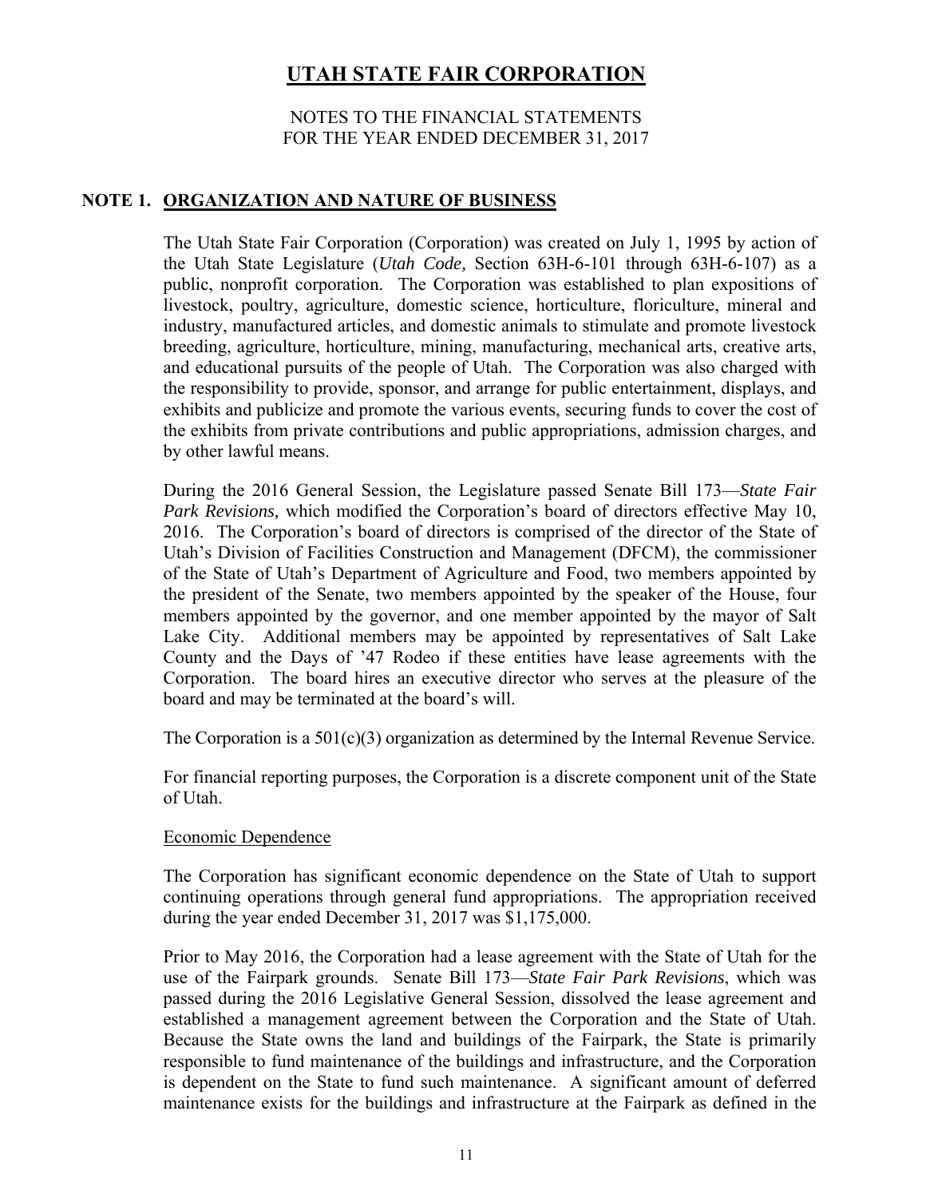# UTAH STATE FAIR CORPORATION

NOTES TO THE FINANCIAL STATEMENTS
FOR THE YEAR ENDED DECEMBER 31, 2017

## NOTE 1. ORGANIZATION AND NATURE OF BUSINESS

The Utah State Fair Corporation (Corporation) was created on July 1, 1995 by action of the Utah State Legislature (*Utah Code,* Section 63H-6-101 through 63H-6-107) as a public, nonprofit corporation. The Corporation was established to plan expositions of livestock, poultry, agriculture, domestic science, horticulture, floriculture, mineral and industry, manufactured articles, and domestic animals to stimulate and promote livestock breeding, agriculture, horticulture, mining, manufacturing, mechanical arts, creative arts, and educational pursuits of the people of Utah. The Corporation was also charged with the responsibility to provide, sponsor, and arrange for public entertainment, displays, and exhibits and publicize and promote the various events, securing funds to cover the cost of the exhibits from private contributions and public appropriations, admission charges, and by other lawful means.

During the 2016 General Session, the Legislature passed Senate Bill 173—*State Fair Park Revisions,* which modified the Corporation's board of directors effective May 10, 2016. The Corporation's board of directors is comprised of the director of the State of Utah's Division of Facilities Construction and Management (DFCM), the commissioner of the State of Utah's Department of Agriculture and Food, two members appointed by the president of the Senate, two members appointed by the speaker of the House, four members appointed by the governor, and one member appointed by the mayor of Salt Lake City. Additional members may be appointed by representatives of Salt Lake County and the Days of '47 Rodeo if these entities have lease agreements with the Corporation. The board hires an executive director who serves at the pleasure of the board and may be terminated at the board's will.

The Corporation is a 501(c)(3) organization as determined by the Internal Revenue Service.

For financial reporting purposes, the Corporation is a discrete component unit of the State of Utah.

Economic Dependence

The Corporation has significant economic dependence on the State of Utah to support continuing operations through general fund appropriations. The appropriation received during the year ended December 31, 2017 was $1,175,000.

Prior to May 2016, the Corporation had a lease agreement with the State of Utah for the use of the Fairpark grounds. Senate Bill 173—*State Fair Park Revisions*, which was passed during the 2016 Legislative General Session, dissolved the lease agreement and established a management agreement between the Corporation and the State of Utah. Because the State owns the land and buildings of the Fairpark, the State is primarily responsible to fund maintenance of the buildings and infrastructure, and the Corporation is dependent on the State to fund such maintenance. A significant amount of deferred maintenance exists for the buildings and infrastructure at the Fairpark as defined in the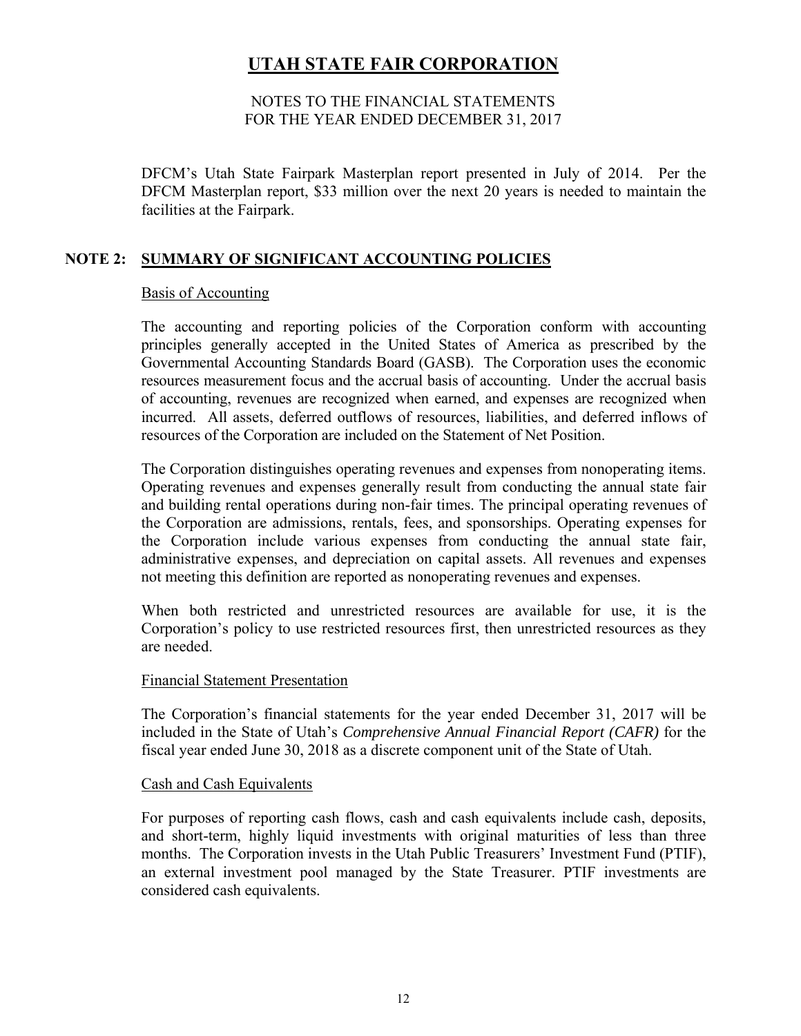DFCM's Utah State Fairpark Masterplan report presented in July of 2014. Per the DFCM Masterplan report, \$33 million over the next 20 years is needed to maintain the facilities at the Fairpark.

## NOTE 2: SUMMARY OF SIGNIFICANT ACCOUNTING POLICIES

### Basis of Accounting

The accounting and reporting policies of the Corporation conform with accounting principles generally accepted in the United States of America as prescribed by the Governmental Accounting Standards Board (GASB). The Corporation uses the economic resources measurement focus and the accrual basis of accounting. Under the accrual basis of accounting, revenues are recognized when earned, and expenses are recognized when incurred. All assets, deferred outflows of resources, liabilities, and deferred inflows of resources of the Corporation are included on the Statement of Net Position.

The Corporation distinguishes operating revenues and expenses from nonoperating items. Operating revenues and expenses generally result from conducting the annual state fair and building rental operations during non-fair times. The principal operating revenues of the Corporation are admissions, rentals, fees, and sponsorships. Operating expenses for the Corporation include various expenses from conducting the annual state fair, administrative expenses, and depreciation on capital assets. All revenues and expenses not meeting this definition are reported as nonoperating revenues and expenses.

When both restricted and unrestricted resources are available for use, it is the Corporation's policy to use restricted resources first, then unrestricted resources as they are needed.

### Financial Statement Presentation

The Corporation's financial statements for the year ended December 31, 2017 will be included in the State of Utah's *Comprehensive Annual Financial Report (CAFR)* for the fiscal year ended June 30, 2018 as a discrete component unit of the State of Utah.

### Cash and Cash Equivalents

For purposes of reporting cash flows, cash and cash equivalents include cash, deposits, and short-term, highly liquid investments with original maturities of less than three months. The Corporation invests in the Utah Public Treasurers' Investment Fund (PTIF), an external investment pool managed by the State Treasurer. PTIF investments are considered cash equivalents.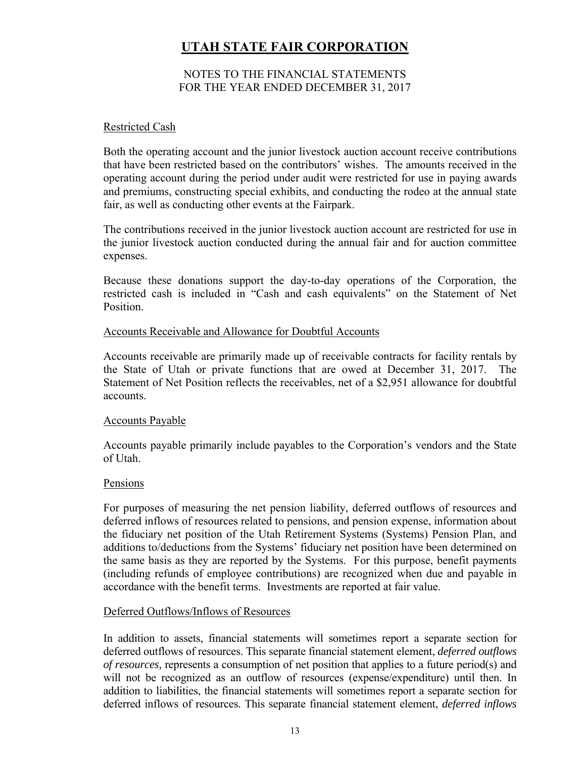# UTAH STATE FAIR CORPORATION

NOTES TO THE FINANCIAL STATEMENTS
FOR THE YEAR ENDED DECEMBER 31, 2017

### Restricted Cash

Both the operating account and the junior livestock auction account receive contributions that have been restricted based on the contributors' wishes. The amounts received in the operating account during the period under audit were restricted for use in paying awards and premiums, constructing special exhibits, and conducting the rodeo at the annual state fair, as well as conducting other events at the Fairpark.

The contributions received in the junior livestock auction account are restricted for use in the junior livestock auction conducted during the annual fair and for auction committee expenses.

Because these donations support the day-to-day operations of the Corporation, the restricted cash is included in "Cash and cash equivalents" on the Statement of Net Position.

### Accounts Receivable and Allowance for Doubtful Accounts

Accounts receivable are primarily made up of receivable contracts for facility rentals by the State of Utah or private functions that are owed at December 31, 2017. The Statement of Net Position reflects the receivables, net of a $2,951 allowance for doubtful accounts.

### Accounts Payable

Accounts payable primarily include payables to the Corporation's vendors and the State of Utah.

### Pensions

For purposes of measuring the net pension liability, deferred outflows of resources and deferred inflows of resources related to pensions, and pension expense, information about the fiduciary net position of the Utah Retirement Systems (Systems) Pension Plan, and additions to/deductions from the Systems' fiduciary net position have been determined on the same basis as they are reported by the Systems. For this purpose, benefit payments (including refunds of employee contributions) are recognized when due and payable in accordance with the benefit terms. Investments are reported at fair value.

### Deferred Outflows/Inflows of Resources

In addition to assets, financial statements will sometimes report a separate section for deferred outflows of resources. This separate financial statement element, *deferred outflows of resources,* represents a consumption of net position that applies to a future period(s) and will not be recognized as an outflow of resources (expense/expenditure) until then. In addition to liabilities, the financial statements will sometimes report a separate section for deferred inflows of resources. This separate financial statement element, *deferred inflows*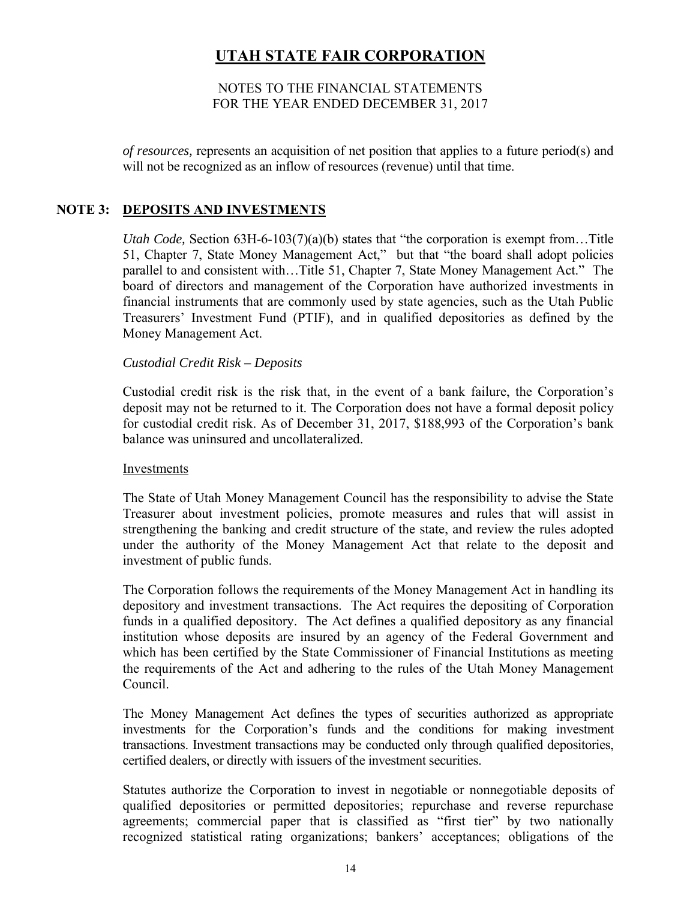*of resources,* represents an acquisition of net position that applies to a future period(s) and will not be recognized as an inflow of resources (revenue) until that time.

## NOTE 3: DEPOSITS AND INVESTMENTS

*Utah Code,* Section 63H-6-103(7)(a)(b) states that "the corporation is exempt from…Title 51, Chapter 7, State Money Management Act," but that "the board shall adopt policies parallel to and consistent with…Title 51, Chapter 7, State Money Management Act." The board of directors and management of the Corporation have authorized investments in financial instruments that are commonly used by state agencies, such as the Utah Public Treasurers' Investment Fund (PTIF), and in qualified depositories as defined by the Money Management Act.

*Custodial Credit Risk – Deposits*

Custodial credit risk is the risk that, in the event of a bank failure, the Corporation's deposit may not be returned to it. The Corporation does not have a formal deposit policy for custodial credit risk. As of December 31, 2017, $188,993 of the Corporation's bank balance was uninsured and uncollateralized.

Investments

The State of Utah Money Management Council has the responsibility to advise the State Treasurer about investment policies, promote measures and rules that will assist in strengthening the banking and credit structure of the state, and review the rules adopted under the authority of the Money Management Act that relate to the deposit and investment of public funds.

The Corporation follows the requirements of the Money Management Act in handling its depository and investment transactions. The Act requires the depositing of Corporation funds in a qualified depository. The Act defines a qualified depository as any financial institution whose deposits are insured by an agency of the Federal Government and which has been certified by the State Commissioner of Financial Institutions as meeting the requirements of the Act and adhering to the rules of the Utah Money Management Council.

The Money Management Act defines the types of securities authorized as appropriate investments for the Corporation's funds and the conditions for making investment transactions. Investment transactions may be conducted only through qualified depositories, certified dealers, or directly with issuers of the investment securities.

Statutes authorize the Corporation to invest in negotiable or nonnegotiable deposits of qualified depositories or permitted depositories; repurchase and reverse repurchase agreements; commercial paper that is classified as "first tier" by two nationally recognized statistical rating organizations; bankers' acceptances; obligations of the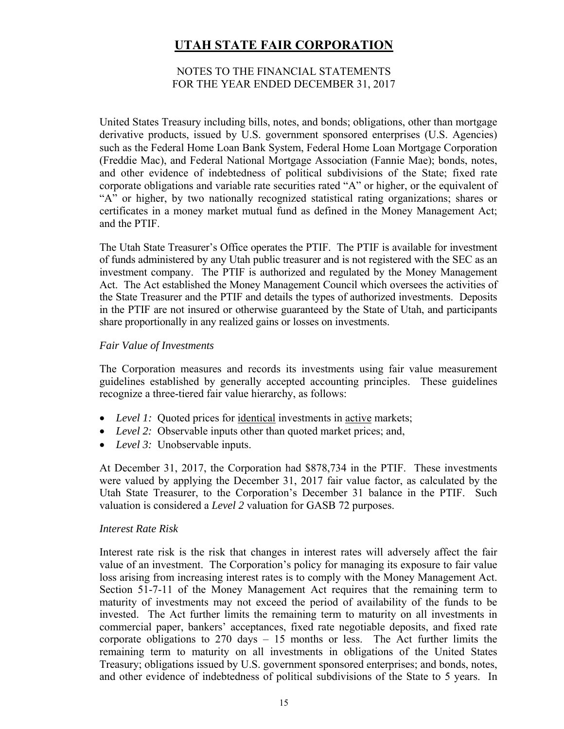United States Treasury including bills, notes, and bonds; obligations, other than mortgage derivative products, issued by U.S. government sponsored enterprises (U.S. Agencies) such as the Federal Home Loan Bank System, Federal Home Loan Mortgage Corporation (Freddie Mac), and Federal National Mortgage Association (Fannie Mae); bonds, notes, and other evidence of indebtedness of political subdivisions of the State; fixed rate corporate obligations and variable rate securities rated "A" or higher, or the equivalent of "A" or higher, by two nationally recognized statistical rating organizations; shares or certificates in a money market mutual fund as defined in the Money Management Act; and the PTIF.

The Utah State Treasurer's Office operates the PTIF. The PTIF is available for investment of funds administered by any Utah public treasurer and is not registered with the SEC as an investment company. The PTIF is authorized and regulated by the Money Management Act. The Act established the Money Management Council which oversees the activities of the State Treasurer and the PTIF and details the types of authorized investments. Deposits in the PTIF are not insured or otherwise guaranteed by the State of Utah, and participants share proportionally in any realized gains or losses on investments.

*Fair Value of Investments*

The Corporation measures and records its investments using fair value measurement guidelines established by generally accepted accounting principles. These guidelines recognize a three-tiered fair value hierarchy, as follows:

- *Level 1:* Quoted prices for identical investments in active markets;
- *Level 2:* Observable inputs other than quoted market prices; and,
- *Level 3:* Unobservable inputs.

At December 31, 2017, the Corporation had $878,734 in the PTIF. These investments were valued by applying the December 31, 2017 fair value factor, as calculated by the Utah State Treasurer, to the Corporation's December 31 balance in the PTIF. Such valuation is considered a *Level 2* valuation for GASB 72 purposes.

*Interest Rate Risk*

Interest rate risk is the risk that changes in interest rates will adversely affect the fair value of an investment. The Corporation's policy for managing its exposure to fair value loss arising from increasing interest rates is to comply with the Money Management Act. Section 51-7-11 of the Money Management Act requires that the remaining term to maturity of investments may not exceed the period of availability of the funds to be invested. The Act further limits the remaining term to maturity on all investments in commercial paper, bankers' acceptances, fixed rate negotiable deposits, and fixed rate corporate obligations to 270 days – 15 months or less. The Act further limits the remaining term to maturity on all investments in obligations of the United States Treasury; obligations issued by U.S. government sponsored enterprises; and bonds, notes, and other evidence of indebtedness of political subdivisions of the State to 5 years. In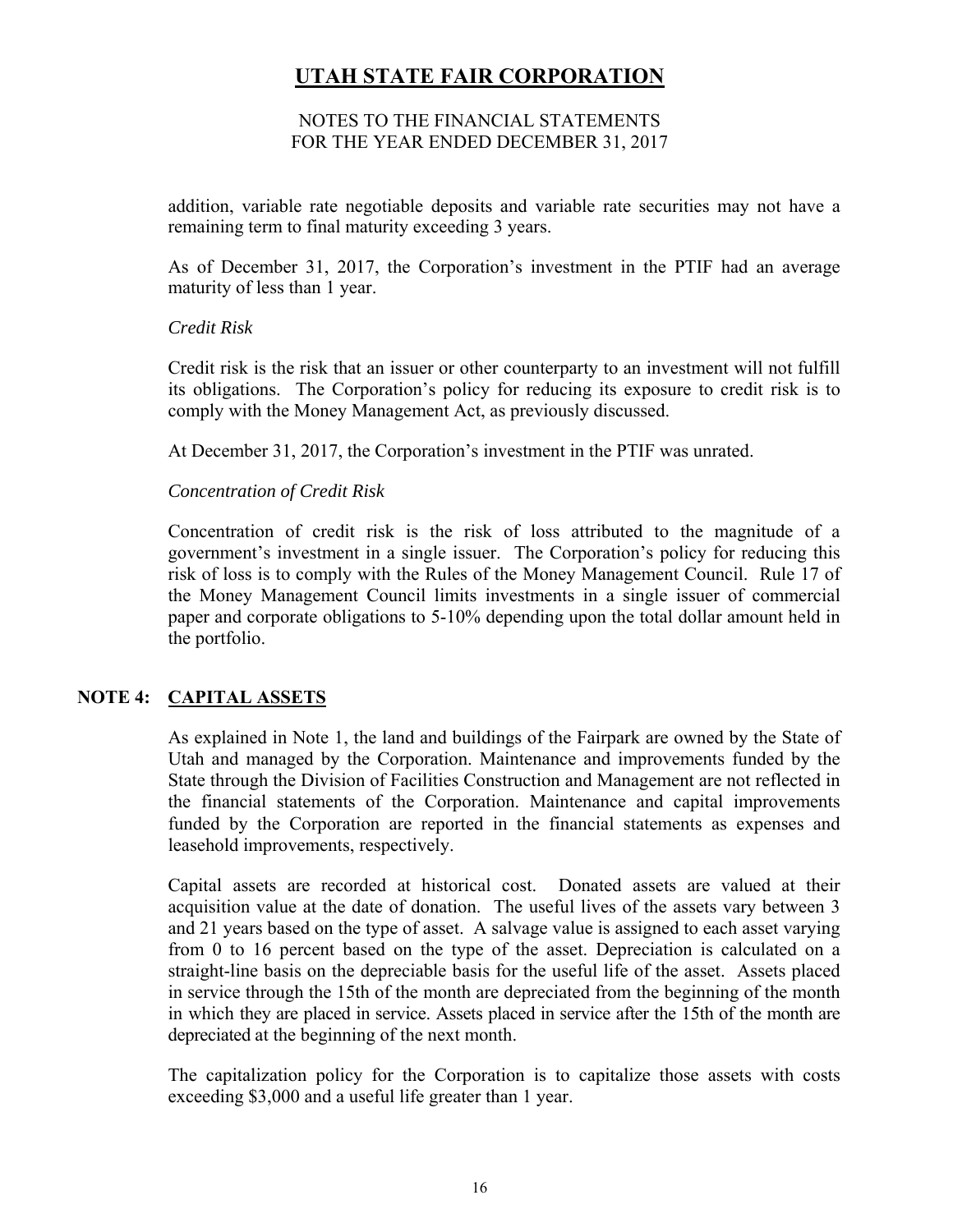addition, variable rate negotiable deposits and variable rate securities may not have a remaining term to final maturity exceeding 3 years.

As of December 31, 2017, the Corporation's investment in the PTIF had an average maturity of less than 1 year.

*Credit Risk*

Credit risk is the risk that an issuer or other counterparty to an investment will not fulfill its obligations. The Corporation's policy for reducing its exposure to credit risk is to comply with the Money Management Act, as previously discussed.

At December 31, 2017, the Corporation's investment in the PTIF was unrated.

*Concentration of Credit Risk*

Concentration of credit risk is the risk of loss attributed to the magnitude of a government's investment in a single issuer. The Corporation's policy for reducing this risk of loss is to comply with the Rules of the Money Management Council. Rule 17 of the Money Management Council limits investments in a single issuer of commercial paper and corporate obligations to 5-10% depending upon the total dollar amount held in the portfolio.

## NOTE 4: CAPITAL ASSETS

As explained in Note 1, the land and buildings of the Fairpark are owned by the State of Utah and managed by the Corporation. Maintenance and improvements funded by the State through the Division of Facilities Construction and Management are not reflected in the financial statements of the Corporation. Maintenance and capital improvements funded by the Corporation are reported in the financial statements as expenses and leasehold improvements, respectively.

Capital assets are recorded at historical cost. Donated assets are valued at their acquisition value at the date of donation. The useful lives of the assets vary between 3 and 21 years based on the type of asset. A salvage value is assigned to each asset varying from 0 to 16 percent based on the type of the asset. Depreciation is calculated on a straight-line basis on the depreciable basis for the useful life of the asset. Assets placed in service through the 15th of the month are depreciated from the beginning of the month in which they are placed in service. Assets placed in service after the 15th of the month are depreciated at the beginning of the next month.

The capitalization policy for the Corporation is to capitalize those assets with costs exceeding $3,000 and a useful life greater than 1 year.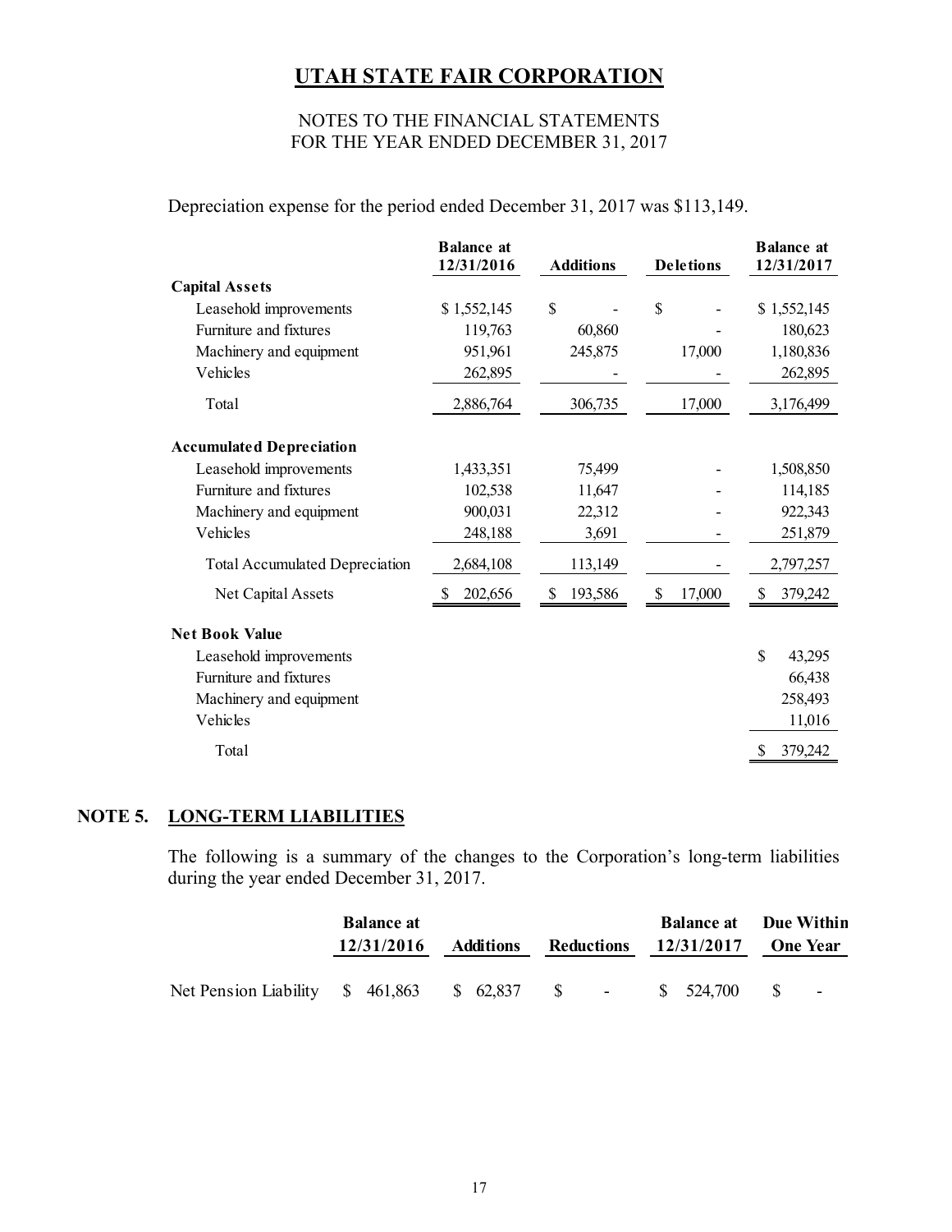# UTAH STATE FAIR CORPORATION

NOTES TO THE FINANCIAL STATEMENTS
FOR THE YEAR ENDED DECEMBER 31, 2017

Depreciation expense for the period ended December 31, 2017 was $113,149.

| | Balance at 12/31/2016 | Additions | Deletions | Balance at 12/31/2017 |
|---|---|---|---|---|
| **Capital Assets** | | | | |
| Leasehold improvements | $ 1,552,145 | $ - | $ - | $ 1,552,145 |
| Furniture and fixtures | 119,763 | 60,860 | - | 180,623 |
| Machinery and equipment | 951,961 | 245,875 | 17,000 | 1,180,836 |
| Vehicles | 262,895 | - | - | 262,895 |
| Total | 2,886,764 | 306,735 | 17,000 | 3,176,499 |
| **Accumulated Depreciation** | | | | |
| Leasehold improvements | 1,433,351 | 75,499 | - | 1,508,850 |
| Furniture and fixtures | 102,538 | 11,647 | - | 114,185 |
| Machinery and equipment | 900,031 | 22,312 | - | 922,343 |
| Vehicles | 248,188 | 3,691 | - | 251,879 |
| Total Accumulated Depreciation | 2,684,108 | 113,149 | - | 2,797,257 |
| Net Capital Assets | $ 202,656 | $ 193,586 | $ 17,000 | $ 379,242 |
| **Net Book Value** | | | | |
| Leasehold improvements | | | | $ 43,295 |
| Furniture and fixtures | | | | 66,438 |
| Machinery and equipment | | | | 258,493 |
| Vehicles | | | | 11,016 |
| Total | | | | $ 379,242 |

## NOTE 5. LONG-TERM LIABILITIES

The following is a summary of the changes to the Corporation's long-term liabilities during the year ended December 31, 2017.

| | Balance at 12/31/2016 | Additions | Reductions | Balance at 12/31/2017 | Due Within One Year |
|---|---|---|---|---|---|
| Net Pension Liability | $ 461,863 | $ 62,837 | $ - | $ 524,700 | $ - |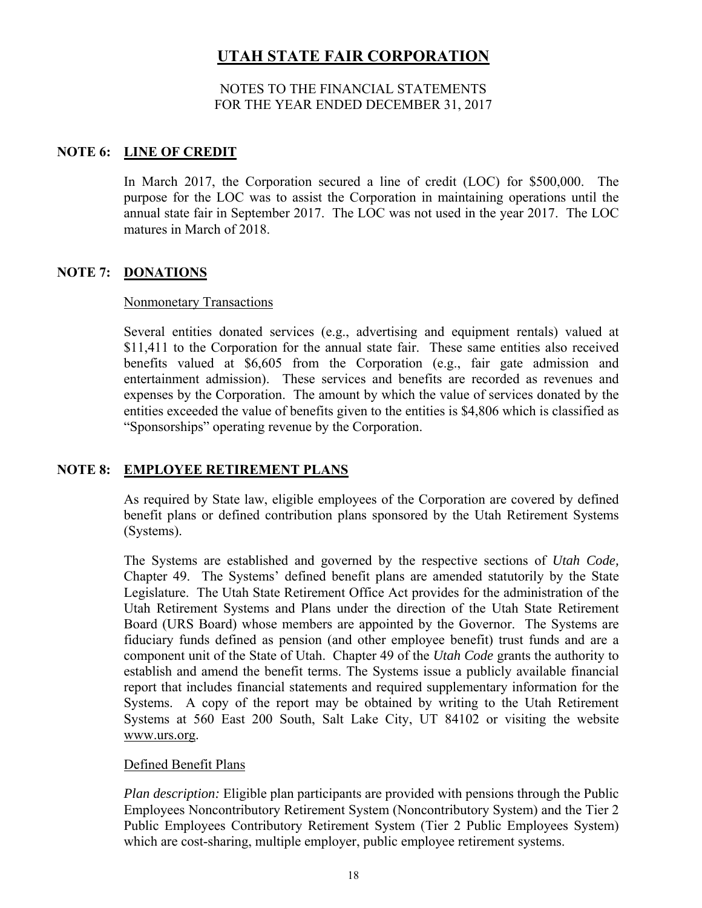# UTAH STATE FAIR CORPORATION

NOTES TO THE FINANCIAL STATEMENTS
FOR THE YEAR ENDED DECEMBER 31, 2017

## NOTE 6: LINE OF CREDIT

In March 2017, the Corporation secured a line of credit (LOC) for \$500,000. The purpose for the LOC was to assist the Corporation in maintaining operations until the annual state fair in September 2017. The LOC was not used in the year 2017. The LOC matures in March of 2018.

## NOTE 7: DONATIONS

Nonmonetary Transactions

Several entities donated services (e.g., advertising and equipment rentals) valued at \$11,411 to the Corporation for the annual state fair. These same entities also received benefits valued at \$6,605 from the Corporation (e.g., fair gate admission and entertainment admission). These services and benefits are recorded as revenues and expenses by the Corporation. The amount by which the value of services donated by the entities exceeded the value of benefits given to the entities is \$4,806 which is classified as "Sponsorships" operating revenue by the Corporation.

## NOTE 8: EMPLOYEE RETIREMENT PLANS

As required by State law, eligible employees of the Corporation are covered by defined benefit plans or defined contribution plans sponsored by the Utah Retirement Systems (Systems).

The Systems are established and governed by the respective sections of *Utah Code,* Chapter 49. The Systems' defined benefit plans are amended statutorily by the State Legislature. The Utah State Retirement Office Act provides for the administration of the Utah Retirement Systems and Plans under the direction of the Utah State Retirement Board (URS Board) whose members are appointed by the Governor. The Systems are fiduciary funds defined as pension (and other employee benefit) trust funds and are a component unit of the State of Utah. Chapter 49 of the *Utah Code* grants the authority to establish and amend the benefit terms. The Systems issue a publicly available financial report that includes financial statements and required supplementary information for the Systems. A copy of the report may be obtained by writing to the Utah Retirement Systems at 560 East 200 South, Salt Lake City, UT 84102 or visiting the website www.urs.org.

Defined Benefit Plans

*Plan description:* Eligible plan participants are provided with pensions through the Public Employees Noncontributory Retirement System (Noncontributory System) and the Tier 2 Public Employees Contributory Retirement System (Tier 2 Public Employees System) which are cost-sharing, multiple employer, public employee retirement systems.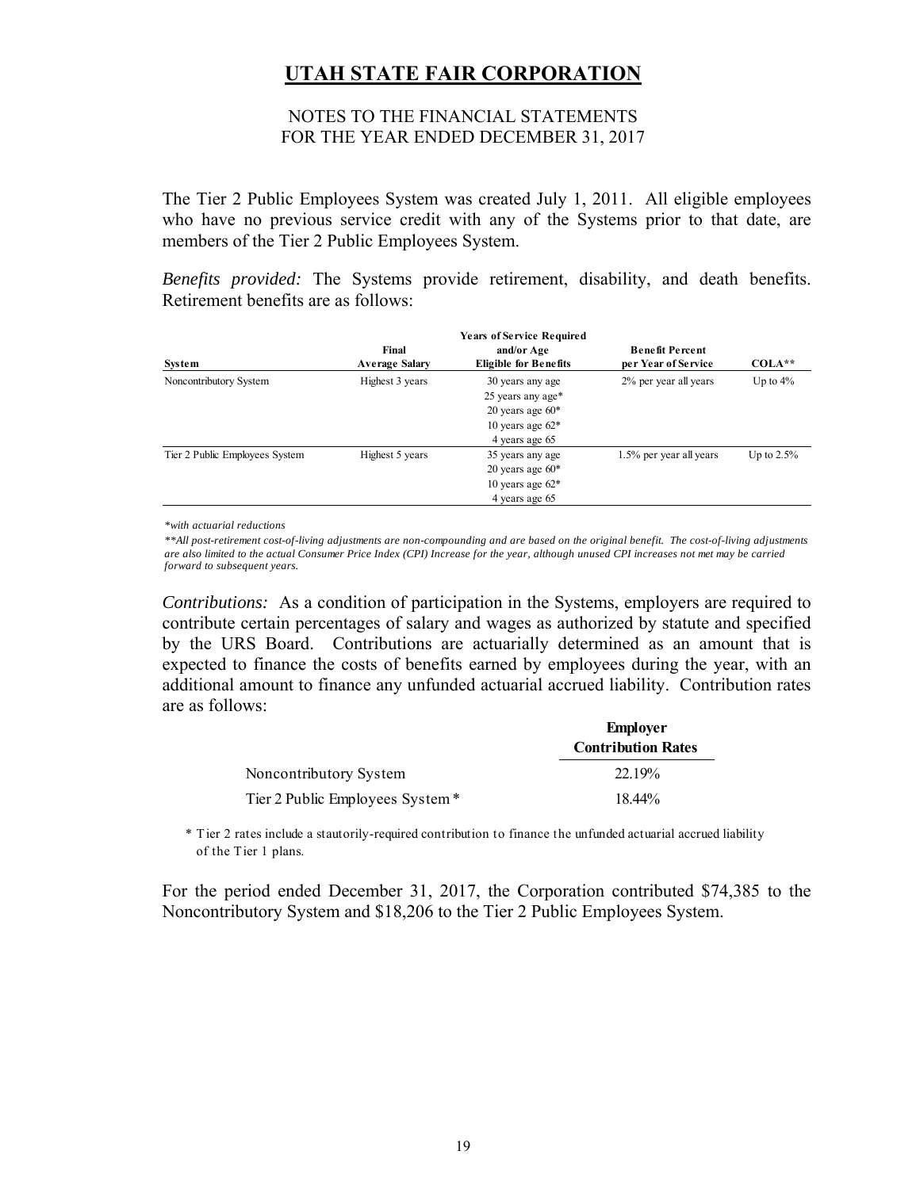# UTAH STATE FAIR CORPORATION

NOTES TO THE FINANCIAL STATEMENTS
FOR THE YEAR ENDED DECEMBER 31, 2017

The Tier 2 Public Employees System was created July 1, 2011. All eligible employees who have no previous service credit with any of the Systems prior to that date, are members of the Tier 2 Public Employees System.

*Benefits provided:* The Systems provide retirement, disability, and death benefits. Retirement benefits are as follows:

| System | Final Average Salary | Years of Service Required and/or Age Eligible for Benefits | Benefit Percent per Year of Service | COLA** |
|---|---|---|---|---|
| Noncontributory System | Highest 3 years | 30 years any age<br>25 years any age*<br>20 years age 60*<br>10 years age 62*<br>4 years age 65 | 2% per year all years | Up to 4% |
| Tier 2 Public Employees System | Highest 5 years | 35 years any age<br>20 years age 60*<br>10 years age 62*<br>4 years age 65 | 1.5% per year all years | Up to 2.5% |

*\*with actuarial reductions*

*\*\*All post-retirement cost-of-living adjustments are non-compounding and are based on the original benefit. The cost-of-living adjustments are also limited to the actual Consumer Price Index (CPI) Increase for the year, although unused CPI increases not met may be carried forward to subsequent years.*

*Contributions:* As a condition of participation in the Systems, employers are required to contribute certain percentages of salary and wages as authorized by statute and specified by the URS Board. Contributions are actuarially determined as an amount that is expected to finance the costs of benefits earned by employees during the year, with an additional amount to finance any unfunded actuarial accrued liability. Contribution rates are as follows:

| | Employer Contribution Rates |
|---|---|
| Noncontributory System | 22.19% |
| Tier 2 Public Employees System * | 18.44% |

\* Tier 2 rates include a stautorily-required contribution to finance the unfunded actuarial accrued liability of the Tier 1 plans.

For the period ended December 31, 2017, the Corporation contributed $74,385 to the Noncontributory System and $18,206 to the Tier 2 Public Employees System.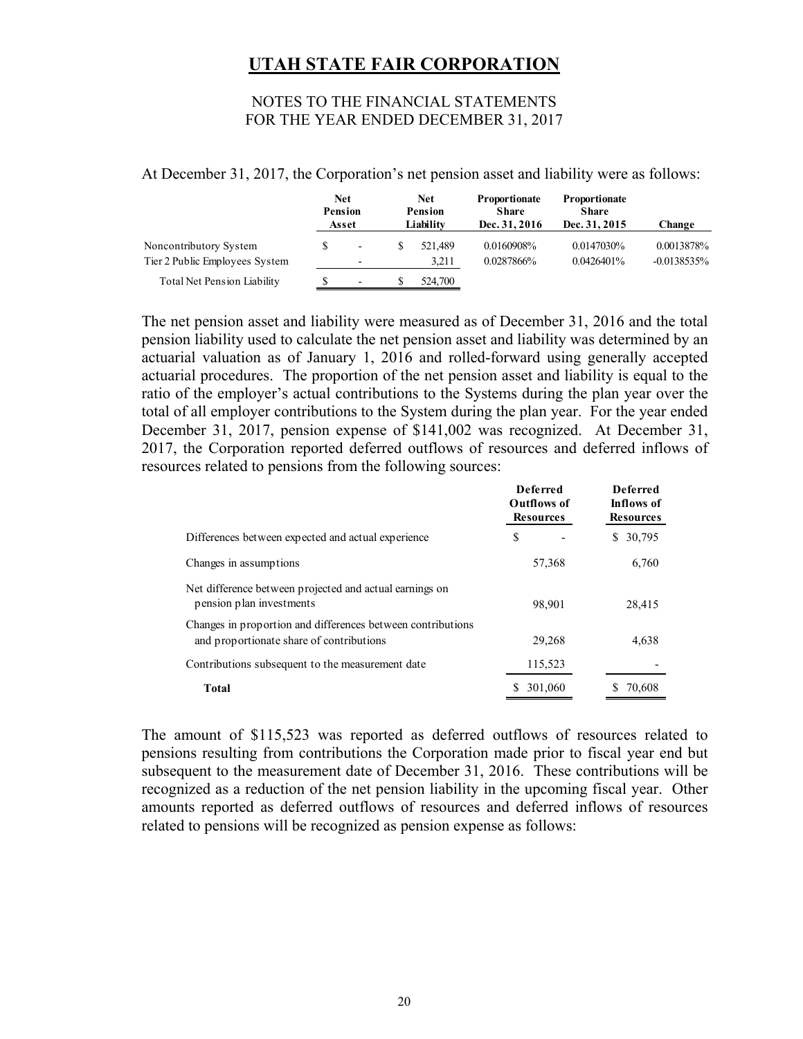# UTAH STATE FAIR CORPORATION

NOTES TO THE FINANCIAL STATEMENTS
FOR THE YEAR ENDED DECEMBER 31, 2017

At December 31, 2017, the Corporation's net pension asset and liability were as follows:

| | Net Pension Asset | Net Pension Liability | Proportionate Share Dec. 31, 2016 | Proportionate Share Dec. 31, 2015 | Change |
|---|---|---|---|---|---|
| Noncontributory System | $ - | $ 521,489 | 0.0160908% | 0.0147030% | 0.0013878% |
| Tier 2 Public Employees System | - | 3,211 | 0.0287866% | 0.0426401% | -0.0138535% |
| Total Net Pension Liability | $ - | $ 524,700 | | | |

The net pension asset and liability were measured as of December 31, 2016 and the total pension liability used to calculate the net pension asset and liability was determined by an actuarial valuation as of January 1, 2016 and rolled-forward using generally accepted actuarial procedures. The proportion of the net pension asset and liability is equal to the ratio of the employer's actual contributions to the Systems during the plan year over the total of all employer contributions to the System during the plan year. For the year ended December 31, 2017, pension expense of $141,002 was recognized. At December 31, 2017, the Corporation reported deferred outflows of resources and deferred inflows of resources related to pensions from the following sources:

| | Deferred Outflows of Resources | Deferred Inflows of Resources |
|---|---|---|
| Differences between expected and actual experience | $ - | $ 30,795 |
| Changes in assumptions | 57,368 | 6,760 |
| Net difference between projected and actual earnings on pension plan investments | 98,901 | 28,415 |
| Changes in proportion and differences between contributions and proportionate share of contributions | 29,268 | 4,638 |
| Contributions subsequent to the measurement date | 115,523 | - |
| **Total** | $ 301,060 | $ 70,608 |

The amount of $115,523 was reported as deferred outflows of resources related to pensions resulting from contributions the Corporation made prior to fiscal year end but subsequent to the measurement date of December 31, 2016. These contributions will be recognized as a reduction of the net pension liability in the upcoming fiscal year. Other amounts reported as deferred outflows of resources and deferred inflows of resources related to pensions will be recognized as pension expense as follows: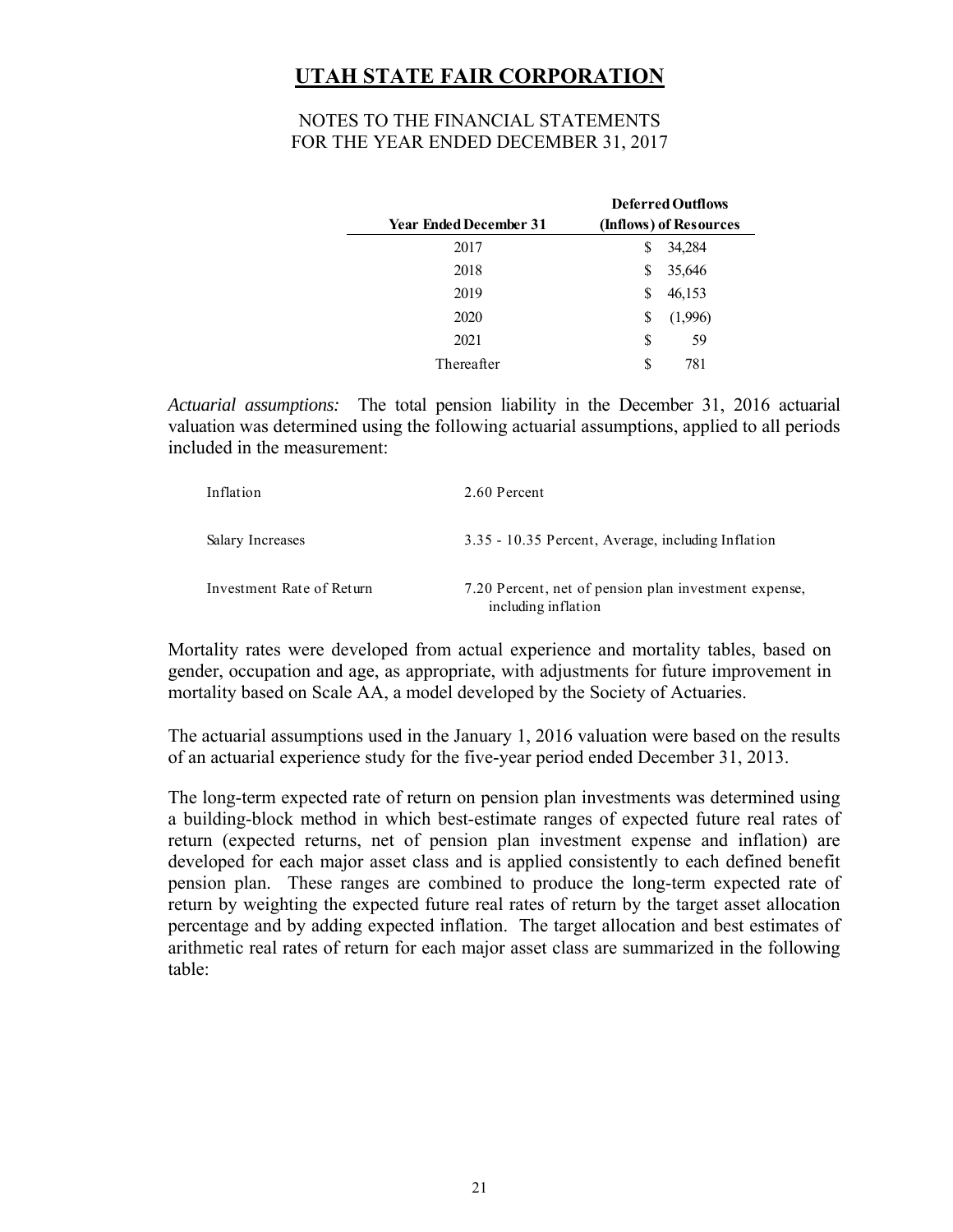# UTAH STATE FAIR CORPORATION

NOTES TO THE FINANCIAL STATEMENTS
FOR THE YEAR ENDED DECEMBER 31, 2017

| Year Ended December 31 | Deferred Outflows (Inflows) of Resources |
|---|---|
| 2017 | $ 34,284 |
| 2018 | $ 35,646 |
| 2019 | $ 46,153 |
| 2020 | $ (1,996) |
| 2021 | $ 59 |
| Thereafter | $ 781 |

*Actuarial assumptions:* The total pension liability in the December 31, 2016 actuarial valuation was determined using the following actuarial assumptions, applied to all periods included in the measurement:

| | |
|---|---|
| Inflation | 2.60 Percent |
| Salary Increases | 3.35 - 10.35 Percent, Average, including Inflation |
| Investment Rate of Return | 7.20 Percent, net of pension plan investment expense, including inflation |

Mortality rates were developed from actual experience and mortality tables, based on gender, occupation and age, as appropriate, with adjustments for future improvement in mortality based on Scale AA, a model developed by the Society of Actuaries.

The actuarial assumptions used in the January 1, 2016 valuation were based on the results of an actuarial experience study for the five-year period ended December 31, 2013.

The long-term expected rate of return on pension plan investments was determined using a building-block method in which best-estimate ranges of expected future real rates of return (expected returns, net of pension plan investment expense and inflation) are developed for each major asset class and is applied consistently to each defined benefit pension plan. These ranges are combined to produce the long-term expected rate of return by weighting the expected future real rates of return by the target asset allocation percentage and by adding expected inflation. The target allocation and best estimates of arithmetic real rates of return for each major asset class are summarized in the following table: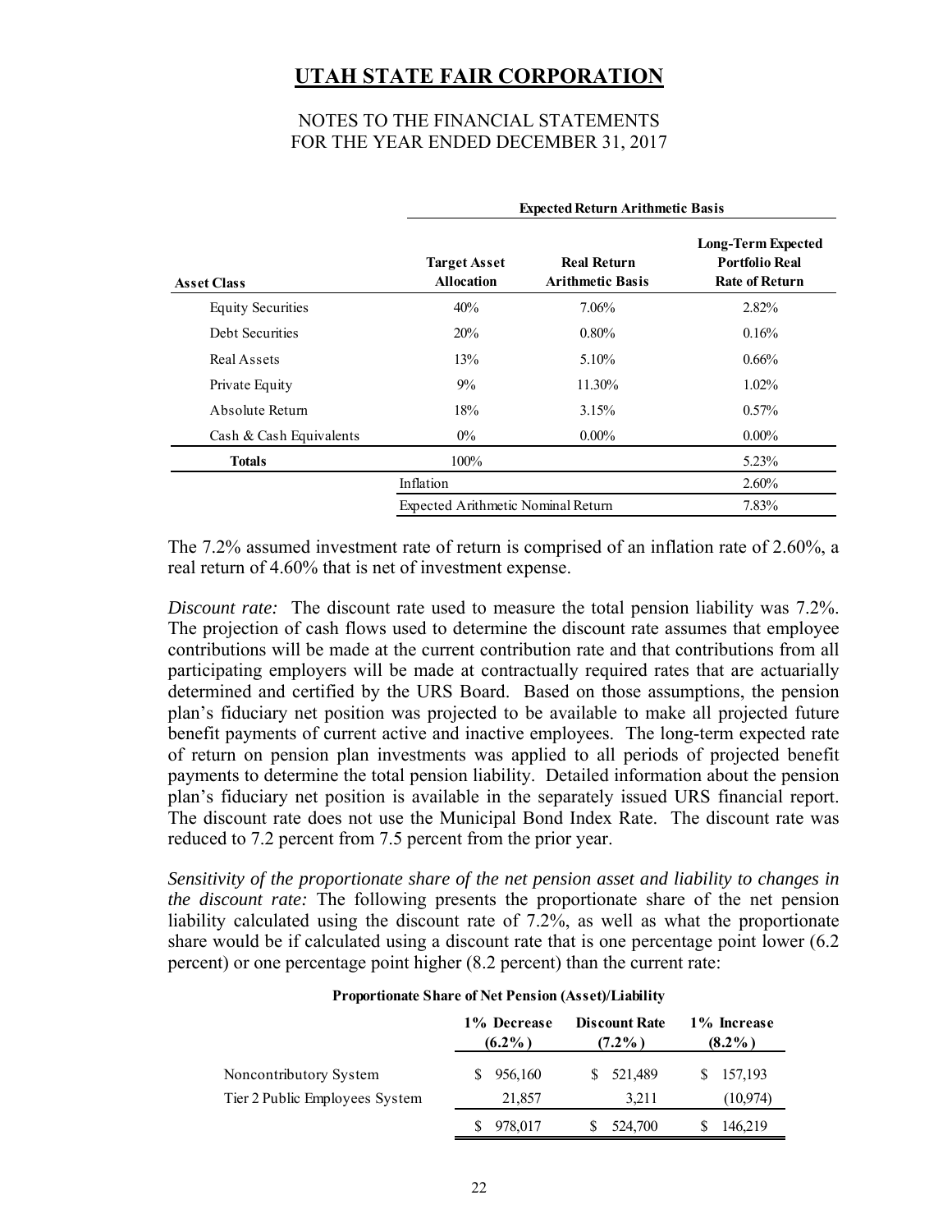# UTAH STATE FAIR CORPORATION

NOTES TO THE FINANCIAL STATEMENTS
FOR THE YEAR ENDED DECEMBER 31, 2017

| | Expected Return Arithmetic Basis | | |
|---|---|---|---|
| **Asset Class** | **Target Asset Allocation** | **Real Return Arithmetic Basis** | **Long-Term Expected Portfolio Real Rate of Return** |
| Equity Securities | 40% | 7.06% | 2.82% |
| Debt Securities | 20% | 0.80% | 0.16% |
| Real Assets | 13% | 5.10% | 0.66% |
| Private Equity | 9% | 11.30% | 1.02% |
| Absolute Return | 18% | 3.15% | 0.57% |
| Cash & Cash Equivalents | 0% | 0.00% | 0.00% |
| **Totals** | 100% | | 5.23% |
| | Inflation | | 2.60% |
| | Expected Arithmetic Nominal Return | | 7.83% |

The 7.2% assumed investment rate of return is comprised of an inflation rate of 2.60%, a real return of 4.60% that is net of investment expense.

*Discount rate:* The discount rate used to measure the total pension liability was 7.2%. The projection of cash flows used to determine the discount rate assumes that employee contributions will be made at the current contribution rate and that contributions from all participating employers will be made at contractually required rates that are actuarially determined and certified by the URS Board. Based on those assumptions, the pension plan's fiduciary net position was projected to be available to make all projected future benefit payments of current active and inactive employees. The long-term expected rate of return on pension plan investments was applied to all periods of projected benefit payments to determine the total pension liability. Detailed information about the pension plan's fiduciary net position is available in the separately issued URS financial report. The discount rate does not use the Municipal Bond Index Rate. The discount rate was reduced to 7.2 percent from 7.5 percent from the prior year.

*Sensitivity of the proportionate share of the net pension asset and liability to changes in the discount rate:* The following presents the proportionate share of the net pension liability calculated using the discount rate of 7.2%, as well as what the proportionate share would be if calculated using a discount rate that is one percentage point lower (6.2 percent) or one percentage point higher (8.2 percent) than the current rate:

**Proportionate Share of Net Pension (Asset)/Liability**

| | 1% Decrease (6.2%) | Discount Rate (7.2%) | 1% Increase (8.2%) |
|---|---|---|---|
| Noncontributory System | $ 956,160 | $ 521,489 | $ 157,193 |
| Tier 2 Public Employees System | 21,857 | 3,211 | (10,974) |
| | $ 978,017 | $ 524,700 | $ 146,219 |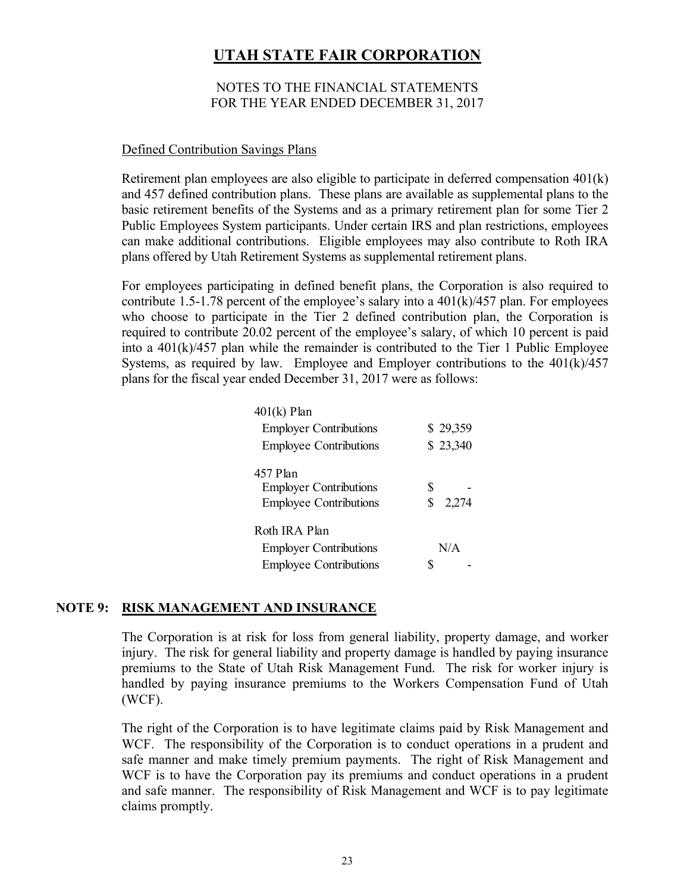# UTAH STATE FAIR CORPORATION

NOTES TO THE FINANCIAL STATEMENTS
FOR THE YEAR ENDED DECEMBER 31, 2017

Defined Contribution Savings Plans

Retirement plan employees are also eligible to participate in deferred compensation 401(k) and 457 defined contribution plans. These plans are available as supplemental plans to the basic retirement benefits of the Systems and as a primary retirement plan for some Tier 2 Public Employees System participants. Under certain IRS and plan restrictions, employees can make additional contributions. Eligible employees may also contribute to Roth IRA plans offered by Utah Retirement Systems as supplemental retirement plans.

For employees participating in defined benefit plans, the Corporation is also required to contribute 1.5-1.78 percent of the employee's salary into a 401(k)/457 plan. For employees who choose to participate in the Tier 2 defined contribution plan, the Corporation is required to contribute 20.02 percent of the employee's salary, of which 10 percent is paid into a 401(k)/457 plan while the remainder is contributed to the Tier 1 Public Employee Systems, as required by law. Employee and Employer contributions to the 401(k)/457 plans for the fiscal year ended December 31, 2017 were as follows:

| | |
|---|---|
| 401(k) Plan | |
| Employer Contributions | $ 29,359 |
| Employee Contributions | $ 23,340 |
| 457 Plan | |
| Employer Contributions | $ - |
| Employee Contributions | $ 2,274 |
| Roth IRA Plan | |
| Employer Contributions | N/A |
| Employee Contributions | $ - |

## NOTE 9: RISK MANAGEMENT AND INSURANCE

The Corporation is at risk for loss from general liability, property damage, and worker injury. The risk for general liability and property damage is handled by paying insurance premiums to the State of Utah Risk Management Fund. The risk for worker injury is handled by paying insurance premiums to the Workers Compensation Fund of Utah (WCF).

The right of the Corporation is to have legitimate claims paid by Risk Management and WCF. The responsibility of the Corporation is to conduct operations in a prudent and safe manner and make timely premium payments. The right of Risk Management and WCF is to have the Corporation pay its premiums and conduct operations in a prudent and safe manner. The responsibility of Risk Management and WCF is to pay legitimate claims promptly.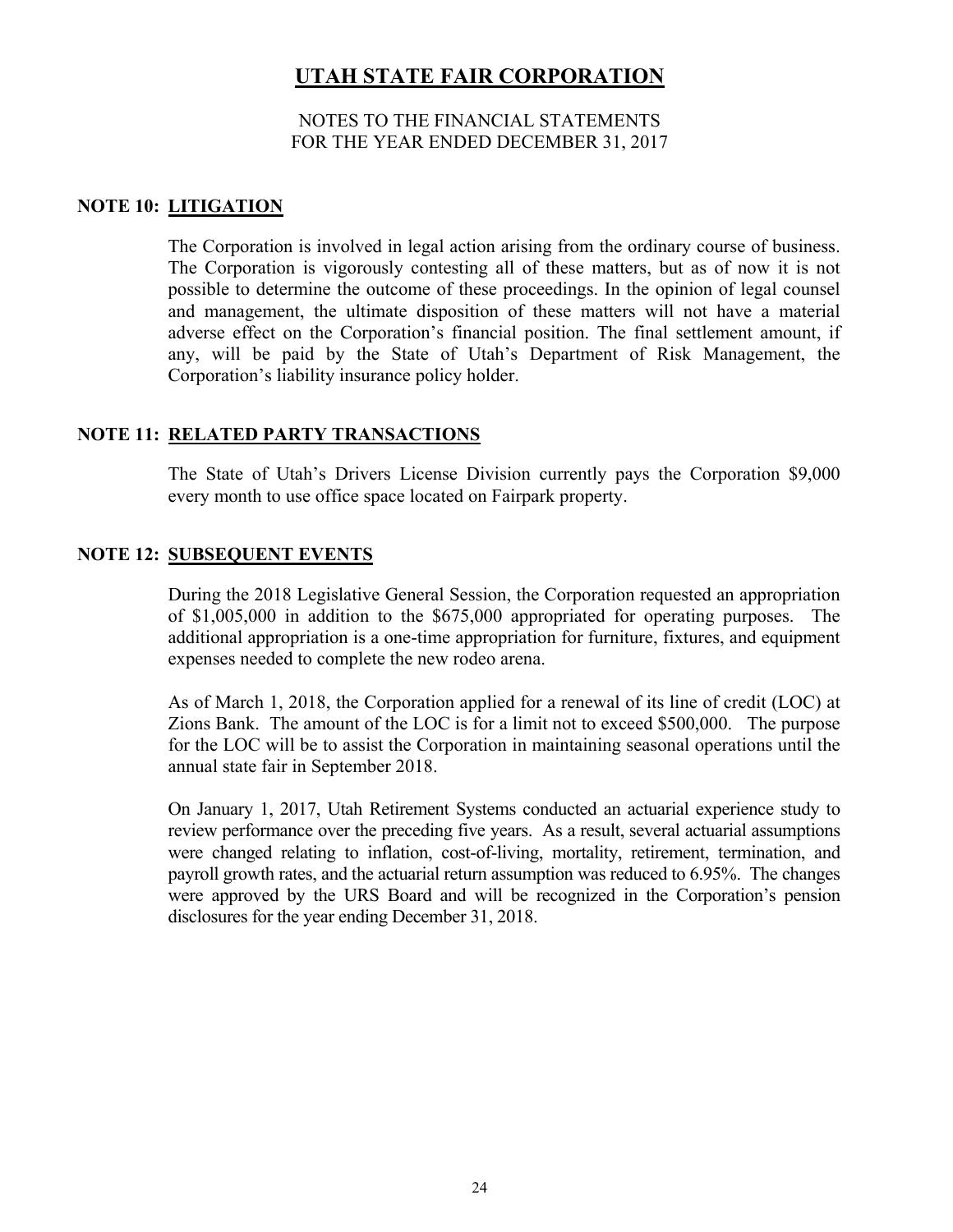# UTAH STATE FAIR CORPORATION

NOTES TO THE FINANCIAL STATEMENTS
FOR THE YEAR ENDED DECEMBER 31, 2017

## NOTE 10: LITIGATION

The Corporation is involved in legal action arising from the ordinary course of business. The Corporation is vigorously contesting all of these matters, but as of now it is not possible to determine the outcome of these proceedings. In the opinion of legal counsel and management, the ultimate disposition of these matters will not have a material adverse effect on the Corporation's financial position. The final settlement amount, if any, will be paid by the State of Utah's Department of Risk Management, the Corporation's liability insurance policy holder.

## NOTE 11: RELATED PARTY TRANSACTIONS

The State of Utah's Drivers License Division currently pays the Corporation $9,000 every month to use office space located on Fairpark property.

## NOTE 12: SUBSEQUENT EVENTS

During the 2018 Legislative General Session, the Corporation requested an appropriation of $1,005,000 in addition to the $675,000 appropriated for operating purposes. The additional appropriation is a one-time appropriation for furniture, fixtures, and equipment expenses needed to complete the new rodeo arena.

As of March 1, 2018, the Corporation applied for a renewal of its line of credit (LOC) at Zions Bank. The amount of the LOC is for a limit not to exceed $500,000. The purpose for the LOC will be to assist the Corporation in maintaining seasonal operations until the annual state fair in September 2018.

On January 1, 2017, Utah Retirement Systems conducted an actuarial experience study to review performance over the preceding five years. As a result, several actuarial assumptions were changed relating to inflation, cost-of-living, mortality, retirement, termination, and payroll growth rates, and the actuarial return assumption was reduced to 6.95%. The changes were approved by the URS Board and will be recognized in the Corporation's pension disclosures for the year ending December 31, 2018.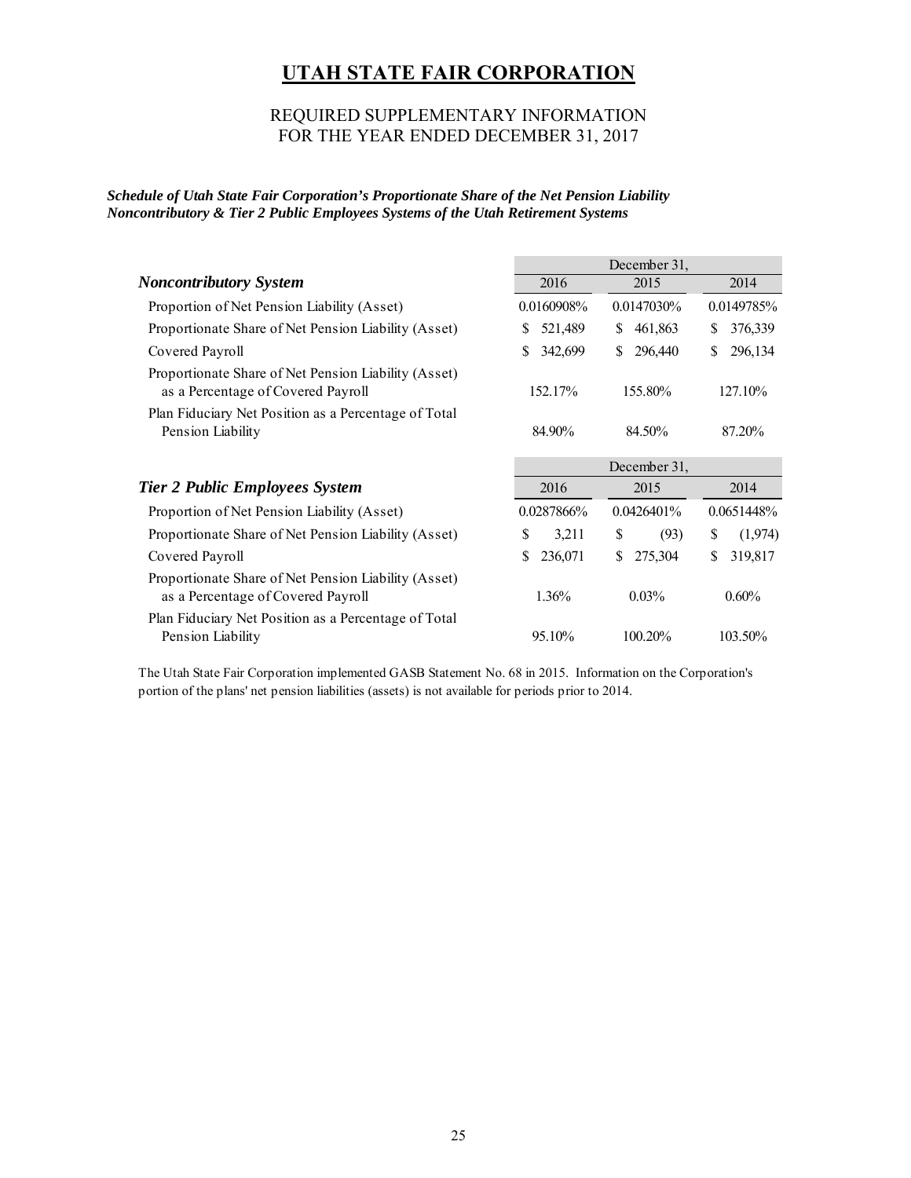# UTAH STATE FAIR CORPORATION

## REQUIRED SUPPLEMENTARY INFORMATION
## FOR THE YEAR ENDED DECEMBER 31, 2017

***Schedule of Utah State Fair Corporation's Proportionate Share of the Net Pension Liability***
***Noncontributory & Tier 2 Public Employees Systems of the Utah Retirement Systems***

| | December 31, | | |
|---|---|---|---|
| ***Noncontributory System*** | 2016 | 2015 | 2014 |
| Proportion of Net Pension Liability (Asset) | 0.0160908% | 0.0147030% | 0.0149785% |
| Proportionate Share of Net Pension Liability (Asset) | $ 521,489 | $ 461,863 | $ 376,339 |
| Covered Payroll | $ 342,699 | $ 296,440 | $ 296,134 |
| Proportionate Share of Net Pension Liability (Asset) as a Percentage of Covered Payroll | 152.17% | 155.80% | 127.10% |
| Plan Fiduciary Net Position as a Percentage of Total Pension Liability | 84.90% | 84.50% | 87.20% |

| | December 31, | | |
|---|---|---|---|
| ***Tier 2 Public Employees System*** | 2016 | 2015 | 2014 |
| Proportion of Net Pension Liability (Asset) | 0.0287866% | 0.0426401% | 0.0651448% |
| Proportionate Share of Net Pension Liability (Asset) | $ 3,211 | $ (93) | $ (1,974) |
| Covered Payroll | $ 236,071 | $ 275,304 | $ 319,817 |
| Proportionate Share of Net Pension Liability (Asset) as a Percentage of Covered Payroll | 1.36% | 0.03% | 0.60% |
| Plan Fiduciary Net Position as a Percentage of Total Pension Liability | 95.10% | 100.20% | 103.50% |

The Utah State Fair Corporation implemented GASB Statement No. 68 in 2015. Information on the Corporation's portion of the plans' net pension liabilities (assets) is not available for periods prior to 2014.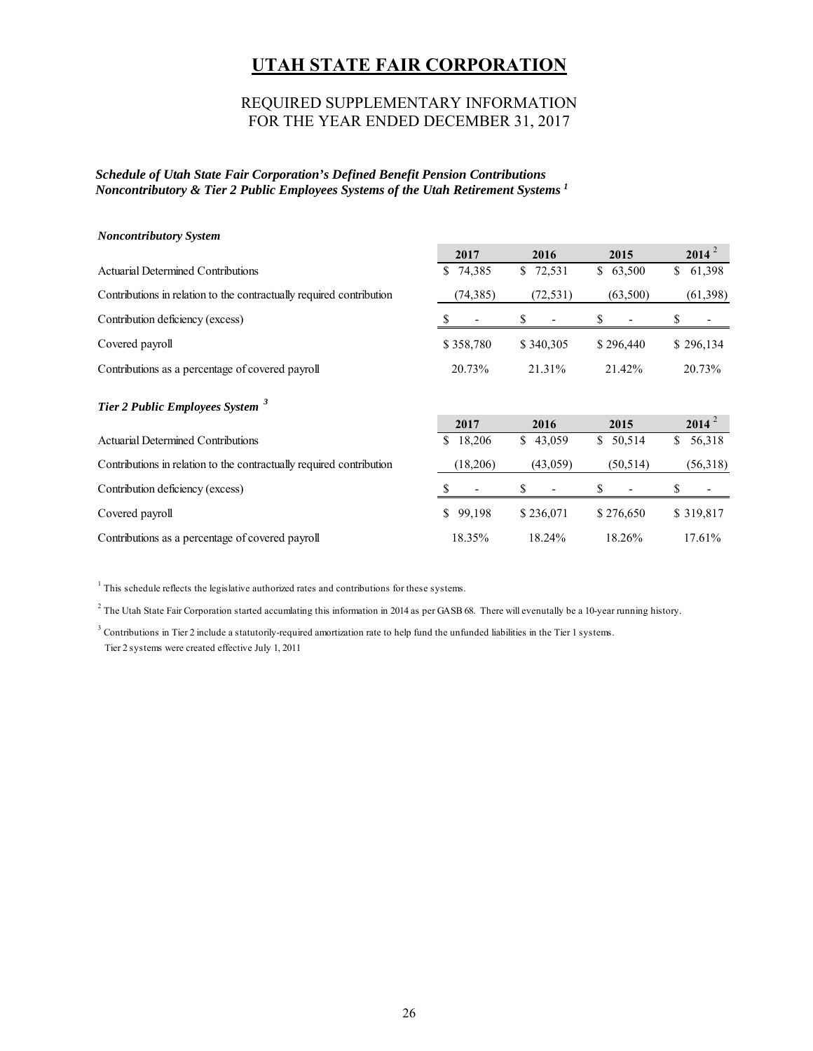# UTAH STATE FAIR CORPORATION

REQUIRED SUPPLEMENTARY INFORMATION
FOR THE YEAR ENDED DECEMBER 31, 2017

***Schedule of Utah State Fair Corporation's Defined Benefit Pension Contributions***
***Noncontributory & Tier 2 Public Employees Systems of the Utah Retirement Systems [1]***

***Noncontributory System***

| | 2017 | 2016 | 2015 | 2014 [2] |
|---|---|---|---|---|
| Actuarial Determined Contributions | $ 74,385 | $ 72,531 | $ 63,500 | $ 61,398 |
| Contributions in relation to the contractually required contribution | (74,385) | (72,531) | (63,500) | (61,398) |
| Contribution deficiency (excess) | $ - | $ - | $ - | $ - |
| Covered payroll | $ 358,780 | $ 340,305 | $ 296,440 | $ 296,134 |
| Contributions as a percentage of covered payroll | 20.73% | 21.31% | 21.42% | 20.73% |

***Tier 2 Public Employees System [3]***

| | 2017 | 2016 | 2015 | 2014 [2] |
|---|---|---|---|---|
| Actuarial Determined Contributions | $ 18,206 | $ 43,059 | $ 50,514 | $ 56,318 |
| Contributions in relation to the contractually required contribution | (18,206) | (43,059) | (50,514) | (56,318) |
| Contribution deficiency (excess) | $ - | $ - | $ - | $ - |
| Covered payroll | $ 99,198 | $ 236,071 | $ 276,650 | $ 319,817 |
| Contributions as a percentage of covered payroll | 18.35% | 18.24% | 18.26% | 17.61% |

[1] This schedule reflects the legislative authorized rates and contributions for these systems.

[2] The Utah State Fair Corporation started accumlating this information in 2014 as per GASB 68. There will evenutally be a 10-year running history.

[3] Contributions in Tier 2 include a statutorily-required amortization rate to help fund the unfunded liabilities in the Tier 1 systems.
Tier 2 systems were created effective July 1, 2011